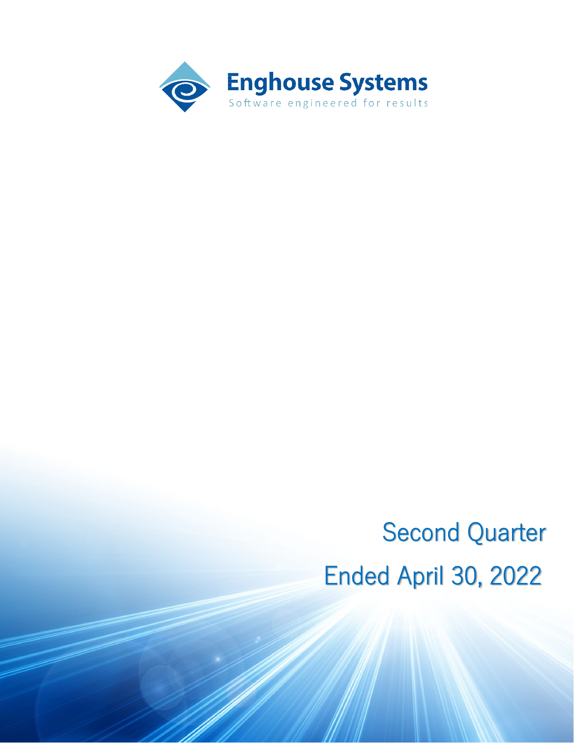# Enghouse Systems

Software engineered for results

Second Quarter

Ended April 30, 2022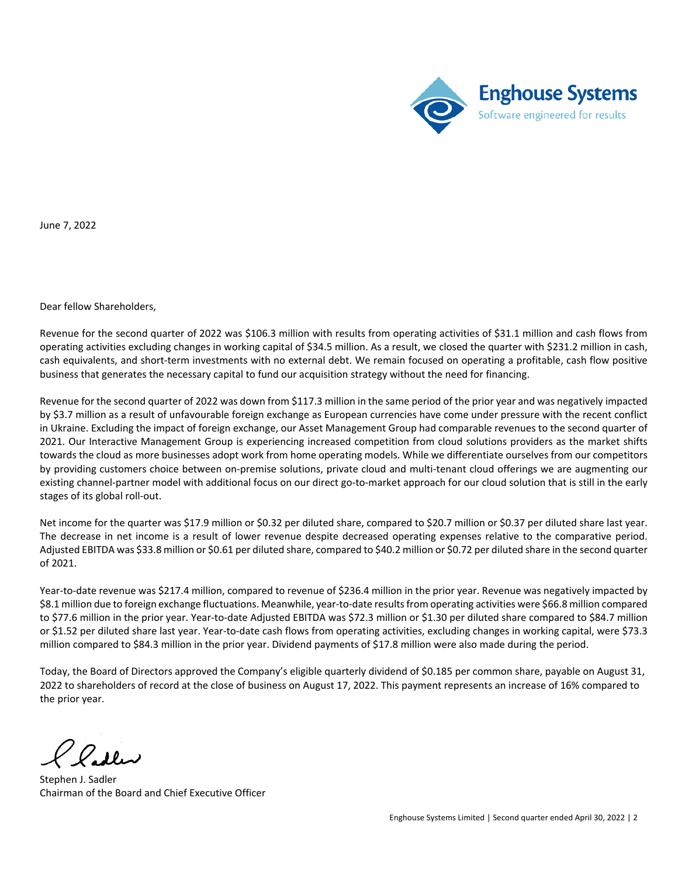June 7, 2022

Dear fellow Shareholders,

Revenue for the second quarter of 2022 was $106.3 million with results from operating activities of $31.1 million and cash flows from operating activities excluding changes in working capital of $34.5 million. As a result, we closed the quarter with $231.2 million in cash, cash equivalents, and short-term investments with no external debt. We remain focused on operating a profitable, cash flow positive business that generates the necessary capital to fund our acquisition strategy without the need for financing.

Revenue for the second quarter of 2022 was down from $117.3 million in the same period of the prior year and was negatively impacted by $3.7 million as a result of unfavourable foreign exchange as European currencies have come under pressure with the recent conflict in Ukraine. Excluding the impact of foreign exchange, our Asset Management Group had comparable revenues to the second quarter of 2021. Our Interactive Management Group is experiencing increased competition from cloud solutions providers as the market shifts towards the cloud as more businesses adopt work from home operating models. While we differentiate ourselves from our competitors by providing customers choice between on-premise solutions, private cloud and multi-tenant cloud offerings we are augmenting our existing channel-partner model with additional focus on our direct go-to-market approach for our cloud solution that is still in the early stages of its global roll-out.

Net income for the quarter was $17.9 million or $0.32 per diluted share, compared to $20.7 million or $0.37 per diluted share last year. The decrease in net income is a result of lower revenue despite decreased operating expenses relative to the comparative period. Adjusted EBITDA was $33.8 million or $0.61 per diluted share, compared to $40.2 million or $0.72 per diluted share in the second quarter of 2021.

Year-to-date revenue was $217.4 million, compared to revenue of $236.4 million in the prior year. Revenue was negatively impacted by $8.1 million due to foreign exchange fluctuations. Meanwhile, year-to-date results from operating activities were $66.8 million compared to $77.6 million in the prior year. Year-to-date Adjusted EBITDA was $72.3 million or $1.30 per diluted share compared to $84.7 million or $1.52 per diluted share last year. Year-to-date cash flows from operating activities, excluding changes in working capital, were $73.3 million compared to $84.3 million in the prior year. Dividend payments of $17.8 million were also made during the period.

Today, the Board of Directors approved the Company's eligible quarterly dividend of $0.185 per common share, payable on August 31, 2022 to shareholders of record at the close of business on August 17, 2022. This payment represents an increase of 16% compared to the prior year.

Stephen J. Sadler
Chairman of the Board and Chief Executive Officer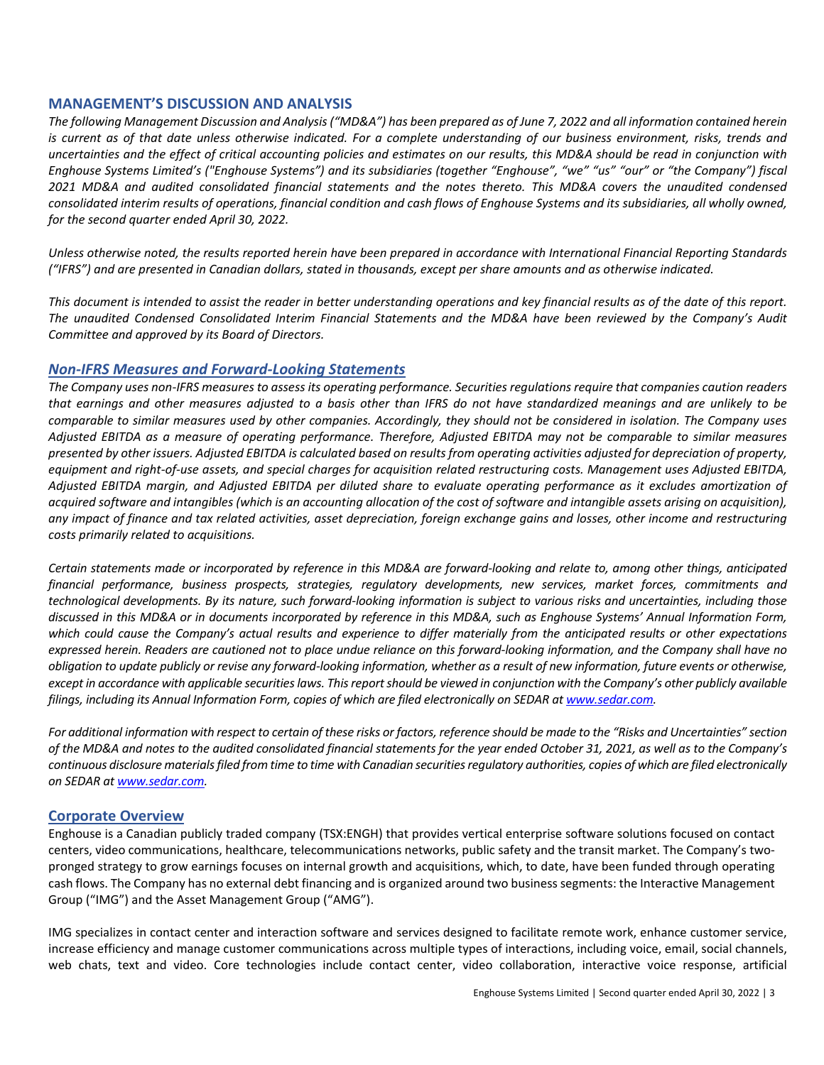## MANAGEMENT'S DISCUSSION AND ANALYSIS

*The following Management Discussion and Analysis ("MD&A") has been prepared as of June 7, 2022 and all information contained herein is current as of that date unless otherwise indicated. For a complete understanding of our business environment, risks, trends and uncertainties and the effect of critical accounting policies and estimates on our results, this MD&A should be read in conjunction with Enghouse Systems Limited's ("Enghouse Systems") and its subsidiaries (together "Enghouse", "we" "us" "our" or "the Company") fiscal 2021 MD&A and audited consolidated financial statements and the notes thereto. This MD&A covers the unaudited condensed consolidated interim results of operations, financial condition and cash flows of Enghouse Systems and its subsidiaries, all wholly owned, for the second quarter ended April 30, 2022.*

*Unless otherwise noted, the results reported herein have been prepared in accordance with International Financial Reporting Standards ("IFRS") and are presented in Canadian dollars, stated in thousands, except per share amounts and as otherwise indicated.*

*This document is intended to assist the reader in better understanding operations and key financial results as of the date of this report. The unaudited Condensed Consolidated Interim Financial Statements and the MD&A have been reviewed by the Company's Audit Committee and approved by its Board of Directors.*

## *Non-IFRS Measures and Forward-Looking Statements*

*The Company uses non-IFRS measures to assess its operating performance. Securities regulations require that companies caution readers that earnings and other measures adjusted to a basis other than IFRS do not have standardized meanings and are unlikely to be comparable to similar measures used by other companies. Accordingly, they should not be considered in isolation. The Company uses Adjusted EBITDA as a measure of operating performance. Therefore, Adjusted EBITDA may not be comparable to similar measures presented by other issuers. Adjusted EBITDA is calculated based on results from operating activities adjusted for depreciation of property, equipment and right-of-use assets, and special charges for acquisition related restructuring costs. Management uses Adjusted EBITDA, Adjusted EBITDA margin, and Adjusted EBITDA per diluted share to evaluate operating performance as it excludes amortization of acquired software and intangibles (which is an accounting allocation of the cost of software and intangible assets arising on acquisition), any impact of finance and tax related activities, asset depreciation, foreign exchange gains and losses, other income and restructuring costs primarily related to acquisitions.*

*Certain statements made or incorporated by reference in this MD&A are forward-looking and relate to, among other things, anticipated financial performance, business prospects, strategies, regulatory developments, new services, market forces, commitments and technological developments. By its nature, such forward-looking information is subject to various risks and uncertainties, including those discussed in this MD&A or in documents incorporated by reference in this MD&A, such as Enghouse Systems' Annual Information Form, which could cause the Company's actual results and experience to differ materially from the anticipated results or other expectations expressed herein. Readers are cautioned not to place undue reliance on this forward-looking information, and the Company shall have no obligation to update publicly or revise any forward-looking information, whether as a result of new information, future events or otherwise, except in accordance with applicable securities laws. This report should be viewed in conjunction with the Company's other publicly available filings, including its Annual Information Form, copies of which are filed electronically on SEDAR at www.sedar.com.*

*For additional information with respect to certain of these risks or factors, reference should be made to the "Risks and Uncertainties" section of the MD&A and notes to the audited consolidated financial statements for the year ended October 31, 2021, as well as to the Company's continuous disclosure materials filed from time to time with Canadian securities regulatory authorities, copies of which are filed electronically on SEDAR at www.sedar.com.*

## Corporate Overview

Enghouse is a Canadian publicly traded company (TSX:ENGH) that provides vertical enterprise software solutions focused on contact centers, video communications, healthcare, telecommunications networks, public safety and the transit market. The Company's two-pronged strategy to grow earnings focuses on internal growth and acquisitions, which, to date, have been funded through operating cash flows. The Company has no external debt financing and is organized around two business segments: the Interactive Management Group ("IMG") and the Asset Management Group ("AMG").

IMG specializes in contact center and interaction software and services designed to facilitate remote work, enhance customer service, increase efficiency and manage customer communications across multiple types of interactions, including voice, email, social channels, web chats, text and video. Core technologies include contact center, video collaboration, interactive voice response, artificial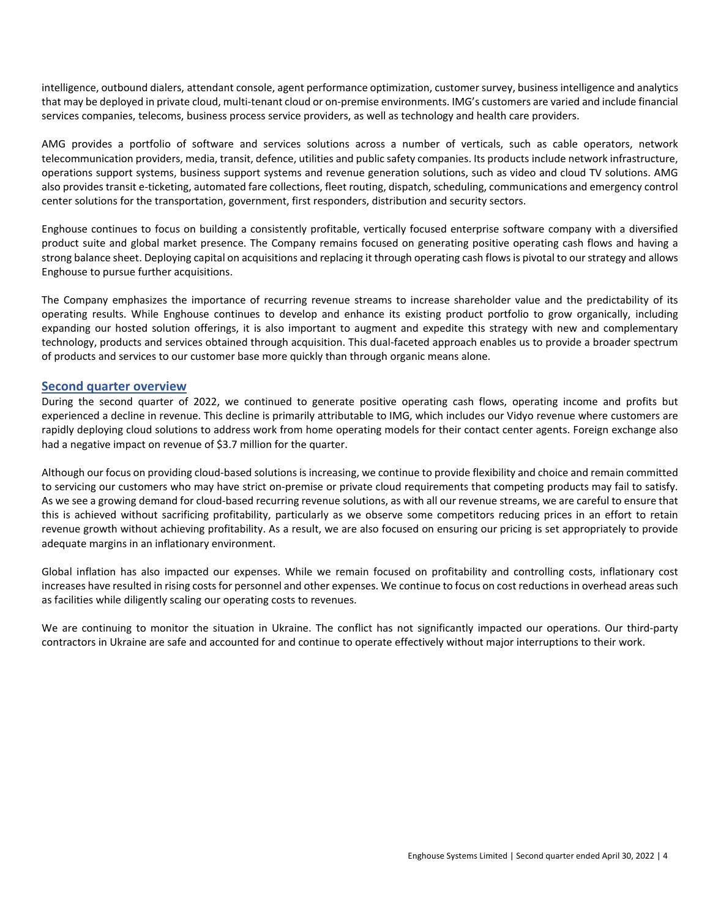intelligence, outbound dialers, attendant console, agent performance optimization, customer survey, business intelligence and analytics that may be deployed in private cloud, multi-tenant cloud or on-premise environments. IMG's customers are varied and include financial services companies, telecoms, business process service providers, as well as technology and health care providers.

AMG provides a portfolio of software and services solutions across a number of verticals, such as cable operators, network telecommunication providers, media, transit, defence, utilities and public safety companies. Its products include network infrastructure, operations support systems, business support systems and revenue generation solutions, such as video and cloud TV solutions. AMG also provides transit e-ticketing, automated fare collections, fleet routing, dispatch, scheduling, communications and emergency control center solutions for the transportation, government, first responders, distribution and security sectors.

Enghouse continues to focus on building a consistently profitable, vertically focused enterprise software company with a diversified product suite and global market presence. The Company remains focused on generating positive operating cash flows and having a strong balance sheet. Deploying capital on acquisitions and replacing it through operating cash flows is pivotal to our strategy and allows Enghouse to pursue further acquisitions.

The Company emphasizes the importance of recurring revenue streams to increase shareholder value and the predictability of its operating results. While Enghouse continues to develop and enhance its existing product portfolio to grow organically, including expanding our hosted solution offerings, it is also important to augment and expedite this strategy with new and complementary technology, products and services obtained through acquisition. This dual-faceted approach enables us to provide a broader spectrum of products and services to our customer base more quickly than through organic means alone.

## Second quarter overview

During the second quarter of 2022, we continued to generate positive operating cash flows, operating income and profits but experienced a decline in revenue. This decline is primarily attributable to IMG, which includes our Vidyo revenue where customers are rapidly deploying cloud solutions to address work from home operating models for their contact center agents. Foreign exchange also had a negative impact on revenue of $3.7 million for the quarter.

Although our focus on providing cloud-based solutions is increasing, we continue to provide flexibility and choice and remain committed to servicing our customers who may have strict on-premise or private cloud requirements that competing products may fail to satisfy. As we see a growing demand for cloud-based recurring revenue solutions, as with all our revenue streams, we are careful to ensure that this is achieved without sacrificing profitability, particularly as we observe some competitors reducing prices in an effort to retain revenue growth without achieving profitability. As a result, we are also focused on ensuring our pricing is set appropriately to provide adequate margins in an inflationary environment.

Global inflation has also impacted our expenses. While we remain focused on profitability and controlling costs, inflationary cost increases have resulted in rising costs for personnel and other expenses. We continue to focus on cost reductions in overhead areas such as facilities while diligently scaling our operating costs to revenues.

We are continuing to monitor the situation in Ukraine. The conflict has not significantly impacted our operations. Our third-party contractors in Ukraine are safe and accounted for and continue to operate effectively without major interruptions to their work.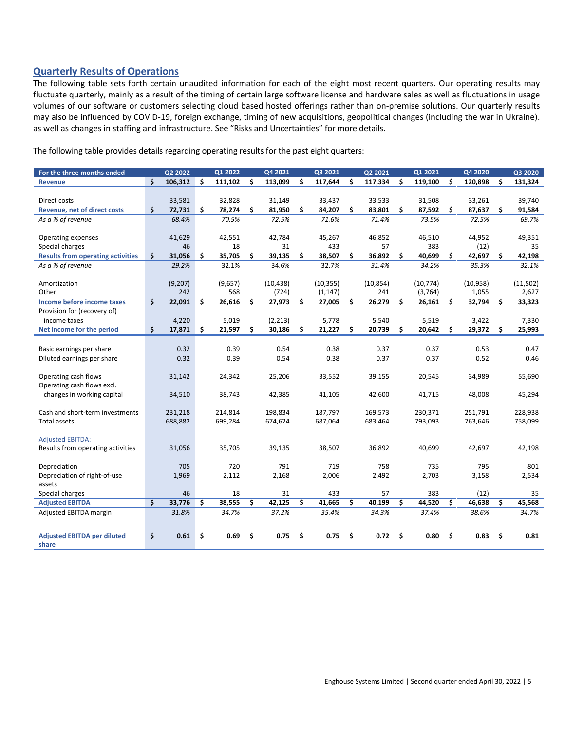## Quarterly Results of Operations

The following table sets forth certain unaudited information for each of the eight most recent quarters. Our operating results may fluctuate quarterly, mainly as a result of the timing of certain large software license and hardware sales as well as fluctuations in usage volumes of our software or customers selecting cloud based hosted offerings rather than on-premise solutions. Our quarterly results may also be influenced by COVID-19, foreign exchange, timing of new acquisitions, geopolitical changes (including the war in Ukraine). as well as changes in staffing and infrastructure. See "Risks and Uncertainties" for more details.

The following table provides details regarding operating results for the past eight quarters:

| For the three months ended | Q2 2022 | Q1 2022 | Q4 2021 | Q3 2021 | Q2 2021 | Q1 2021 | Q4 2020 | Q3 2020 |
|---|---|---|---|---|---|---|---|---|
| **Revenue** | $ 106,312 | $ 111,102 | $ 113,099 | $ 117,644 | $ 117,334 | $ 119,100 | $ 120,898 | $ 131,324 |
| | | | | | | | | |
| Direct costs | 33,581 | 32,828 | 31,149 | 33,437 | 33,533 | 31,508 | 33,261 | 39,740 |
| **Revenue, net of direct costs** | $ 72,731 | $ 78,274 | $ 81,950 | $ 84,207 | $ 83,801 | $ 87,592 | $ 87,637 | $ 91,584 |
| *As a % of revenue* | *68.4%* | *70.5%* | *72.5%* | *71.6%* | *71.4%* | *73.5%* | *72.5%* | *69.7%* |
| | | | | | | | | |
| Operating expenses | 41,629 | 42,551 | 42,784 | 45,267 | 46,852 | 46,510 | 44,952 | 49,351 |
| Special charges | 46 | 18 | 31 | 433 | 57 | 383 | (12) | 35 |
| **Results from operating activities** | $ 31,056 | $ 35,705 | $ 39,135 | $ 38,507 | $ 36,892 | $ 40,699 | $ 42,697 | $ 42,198 |
| *As a % of revenue* | *29.2%* | *32.1%* | *34.6%* | *32.7%* | *31.4%* | *34.2%* | *35.3%* | *32.1%* |
| | | | | | | | | |
| Amortization | (9,207) | (9,657) | (10,438) | (10,355) | (10,854) | (10,774) | (10,958) | (11,502) |
| Other | 242 | 568 | (724) | (1,147) | 241 | (3,764) | 1,055 | 2,627 |
| **Income before income taxes** | $ 22,091 | $ 26,616 | $ 27,973 | $ 27,005 | $ 26,279 | $ 26,161 | $ 32,794 | $ 33,323 |
| Provision for (recovery of) income taxes | 4,220 | 5,019 | (2,213) | 5,778 | 5,540 | 5,519 | 3,422 | 7,330 |
| **Net Income for the period** | $ 17,871 | $ 21,597 | $ 30,186 | $ 21,227 | $ 20,739 | $ 20,642 | $ 29,372 | $ 25,993 |
| | | | | | | | | |
| Basic earnings per share | 0.32 | 0.39 | 0.54 | 0.38 | 0.37 | 0.37 | 0.53 | 0.47 |
| Diluted earnings per share | 0.32 | 0.39 | 0.54 | 0.38 | 0.37 | 0.37 | 0.52 | 0.46 |
| | | | | | | | | |
| Operating cash flows | 31,142 | 24,342 | 25,206 | 33,552 | 39,155 | 20,545 | 34,989 | 55,690 |
| Operating cash flows excl. changes in working capital | 34,510 | 38,743 | 42,385 | 41,105 | 42,600 | 41,715 | 48,008 | 45,294 |
| | | | | | | | | |
| Cash and short-term investments | 231,218 | 214,814 | 198,834 | 187,797 | 169,573 | 230,371 | 251,791 | 228,938 |
| Total assets | 688,882 | 699,284 | 674,624 | 687,064 | 683,464 | 793,093 | 763,646 | 758,099 |
| | | | | | | | | |
| Adjusted EBITDA: | | | | | | | | |
| Results from operating activities | 31,056 | 35,705 | 39,135 | 38,507 | 36,892 | 40,699 | 42,697 | 42,198 |
| | | | | | | | | |
| Depreciation | 705 | 720 | 791 | 719 | 758 | 735 | 795 | 801 |
| Depreciation of right-of-use assets | 1,969 | 2,112 | 2,168 | 2,006 | 2,492 | 2,703 | 3,158 | 2,534 |
| Special charges | 46 | 18 | 31 | 433 | 57 | 383 | (12) | 35 |
| **Adjusted EBITDA** | $ 33,776 | $ 38,555 | $ 42,125 | $ 41,665 | $ 40,199 | $ 44,520 | $ 46,638 | $ 45,568 |
| Adjusted EBITDA margin | *31.8%* | *34.7%* | *37.2%* | *35.4%* | *34.3%* | *37.4%* | *38.6%* | *34.7%* |
| | | | | | | | | |
| **Adjusted EBITDA per diluted share** | $ 0.61 | $ 0.69 | $ 0.75 | $ 0.75 | $ 0.72 | $ 0.80 | $ 0.83 | $ 0.81 |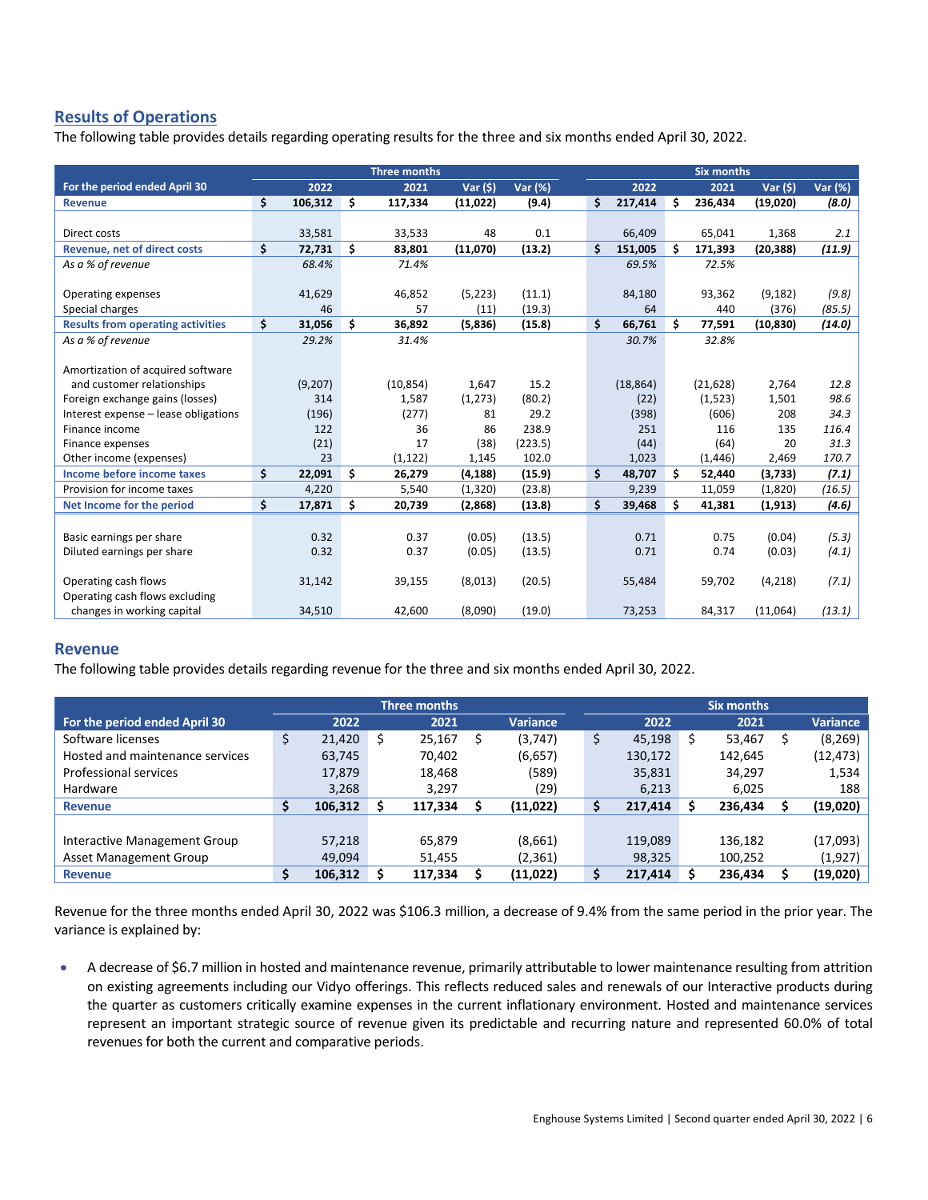## Results of Operations

The following table provides details regarding operating results for the three and six months ended April 30, 2022.

| For the period ended April 30 | Three months | | | | Six months | | | |
|---|---|---|---|---|---|---|---|---|
| | 2022 | 2021 | Var ($) | Var (%) | 2022 | 2021 | Var ($) | Var (%) |
| **Revenue** | **$ 106,312** | **$ 117,334** | **(11,022)** | **(9.4)** | **$ 217,414** | **$ 236,434** | **(19,020)** | ***(8.0)*** |
| Direct costs | 33,581 | 33,533 | 48 | 0.1 | 66,409 | 65,041 | 1,368 | *2.1* |
| **Revenue, net of direct costs** | **$ 72,731** | **$ 83,801** | **(11,070)** | **(13.2)** | **$ 151,005** | **$ 171,393** | **(20,388)** | ***(11.9)*** |
| *As a % of revenue* | *68.4%* | *71.4%* | | | *69.5%* | *72.5%* | | |
| Operating expenses | 41,629 | 46,852 | (5,223) | (11.1) | 84,180 | 93,362 | (9,182) | *(9.8)* |
| Special charges | 46 | 57 | (11) | (19.3) | 64 | 440 | (376) | *(85.5)* |
| **Results from operating activities** | **$ 31,056** | **$ 36,892** | **(5,836)** | **(15.8)** | **$ 66,761** | **$ 77,591** | **(10,830)** | ***(14.0)*** |
| *As a % of revenue* | *29.2%* | *31.4%* | | | *30.7%* | *32.8%* | | |
| Amortization of acquired software and customer relationships | (9,207) | (10,854) | 1,647 | 15.2 | (18,864) | (21,628) | 2,764 | *12.8* |
| Foreign exchange gains (losses) | 314 | 1,587 | (1,273) | (80.2) | (22) | (1,523) | 1,501 | *98.6* |
| Interest expense – lease obligations | (196) | (277) | 81 | 29.2 | (398) | (606) | 208 | *34.3* |
| Finance income | 122 | 36 | 86 | 238.9 | 251 | 116 | 135 | *116.4* |
| Finance expenses | (21) | 17 | (38) | (223.5) | (44) | (64) | 20 | *31.3* |
| Other income (expenses) | 23 | (1,122) | 1,145 | 102.0 | 1,023 | (1,446) | 2,469 | *170.7* |
| **Income before income taxes** | **$ 22,091** | **$ 26,279** | **(4,188)** | **(15.9)** | **$ 48,707** | **$ 52,440** | **(3,733)** | ***(7.1)*** |
| Provision for income taxes | 4,220 | 5,540 | (1,320) | (23.8) | 9,239 | 11,059 | (1,820) | *(16.5)* |
| **Net Income for the period** | **$ 17,871** | **$ 20,739** | **(2,868)** | **(13.8)** | **$ 39,468** | **$ 41,381** | **(1,913)** | ***(4.6)*** |
| Basic earnings per share | 0.32 | 0.37 | (0.05) | (13.5) | 0.71 | 0.75 | (0.04) | *(5.3)* |
| Diluted earnings per share | 0.32 | 0.37 | (0.05) | (13.5) | 0.71 | 0.74 | (0.03) | *(4.1)* |
| Operating cash flows | 31,142 | 39,155 | (8,013) | (20.5) | 55,484 | 59,702 | (4,218) | *(7.1)* |
| Operating cash flows excluding changes in working capital | 34,510 | 42,600 | (8,090) | (19.0) | 73,253 | 84,317 | (11,064) | *(13.1)* |

## Revenue

The following table provides details regarding revenue for the three and six months ended April 30, 2022.

| For the period ended April 30 | Three months | | | Six months | | |
|---|---|---|---|---|---|---|
| | 2022 | 2021 | Variance | 2022 | 2021 | Variance |
| Software licenses | $ 21,420 | $ 25,167 | $ (3,747) | $ 45,198 | $ 53,467 | $ (8,269) |
| Hosted and maintenance services | 63,745 | 70,402 | (6,657) | 130,172 | 142,645 | (12,473) |
| Professional services | 17,879 | 18,468 | (589) | 35,831 | 34,297 | 1,534 |
| Hardware | 3,268 | 3,297 | (29) | 6,213 | 6,025 | 188 |
| **Revenue** | **$ 106,312** | **$ 117,334** | **$ (11,022)** | **$ 217,414** | **$ 236,434** | **$ (19,020)** |
| Interactive Management Group | 57,218 | 65,879 | (8,661) | 119,089 | 136,182 | (17,093) |
| Asset Management Group | 49,094 | 51,455 | (2,361) | 98,325 | 100,252 | (1,927) |
| **Revenue** | **$ 106,312** | **$ 117,334** | **$ (11,022)** | **$ 217,414** | **$ 236,434** | **$ (19,020)** |

Revenue for the three months ended April 30, 2022 was $106.3 million, a decrease of 9.4% from the same period in the prior year. The variance is explained by:

- A decrease of $6.7 million in hosted and maintenance revenue, primarily attributable to lower maintenance resulting from attrition on existing agreements including our Vidyo offerings. This reflects reduced sales and renewals of our Interactive products during the quarter as customers critically examine expenses in the current inflationary environment. Hosted and maintenance services represent an important strategic source of revenue given its predictable and recurring nature and represented 60.0% of total revenues for both the current and comparative periods.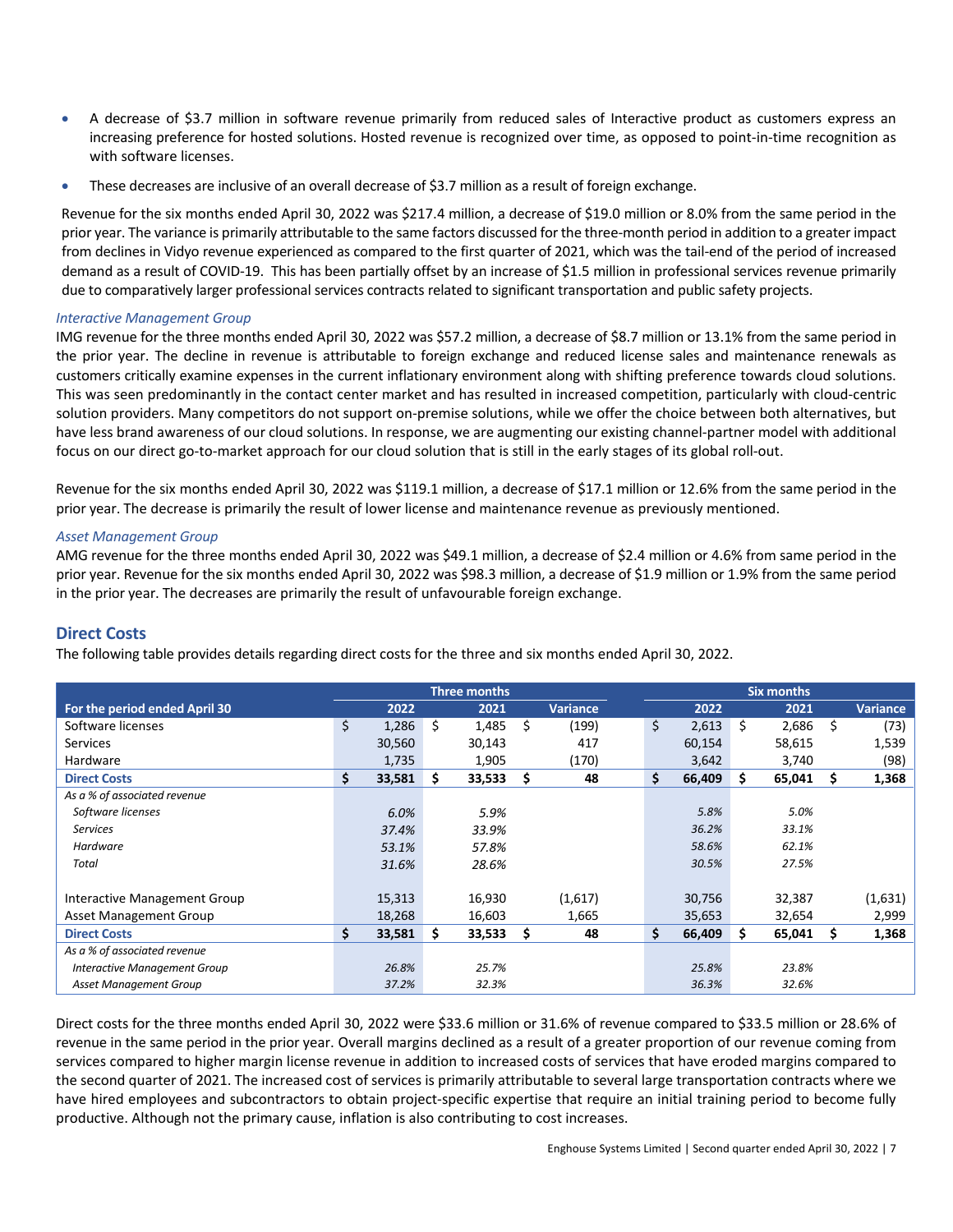- A decrease of $3.7 million in software revenue primarily from reduced sales of Interactive product as customers express an increasing preference for hosted solutions. Hosted revenue is recognized over time, as opposed to point-in-time recognition as with software licenses.
- These decreases are inclusive of an overall decrease of $3.7 million as a result of foreign exchange.

Revenue for the six months ended April 30, 2022 was $217.4 million, a decrease of $19.0 million or 8.0% from the same period in the prior year. The variance is primarily attributable to the same factors discussed for the three-month period in addition to a greater impact from declines in Vidyo revenue experienced as compared to the first quarter of 2021, which was the tail-end of the period of increased demand as a result of COVID-19. This has been partially offset by an increase of $1.5 million in professional services revenue primarily due to comparatively larger professional services contracts related to significant transportation and public safety projects.

*Interactive Management Group*

IMG revenue for the three months ended April 30, 2022 was $57.2 million, a decrease of $8.7 million or 13.1% from the same period in the prior year. The decline in revenue is attributable to foreign exchange and reduced license sales and maintenance renewals as customers critically examine expenses in the current inflationary environment along with shifting preference towards cloud solutions. This was seen predominantly in the contact center market and has resulted in increased competition, particularly with cloud-centric solution providers. Many competitors do not support on-premise solutions, while we offer the choice between both alternatives, but have less brand awareness of our cloud solutions. In response, we are augmenting our existing channel-partner model with additional focus on our direct go-to-market approach for our cloud solution that is still in the early stages of its global roll-out.

Revenue for the six months ended April 30, 2022 was $119.1 million, a decrease of $17.1 million or 12.6% from the same period in the prior year. The decrease is primarily the result of lower license and maintenance revenue as previously mentioned.

*Asset Management Group*

AMG revenue for the three months ended April 30, 2022 was $49.1 million, a decrease of $2.4 million or 4.6% from same period in the prior year. Revenue for the six months ended April 30, 2022 was $98.3 million, a decrease of $1.9 million or 1.9% from the same period in the prior year. The decreases are primarily the result of unfavourable foreign exchange.

## Direct Costs

The following table provides details regarding direct costs for the three and six months ended April 30, 2022.

| | Three months | | | Six months | | |
|---|---|---|---|---|---|---|
| **For the period ended April 30** | **2022** | **2021** | **Variance** | **2022** | **2021** | **Variance** |
| Software licenses | $ 1,286 | $ 1,485 | $ (199) | $ 2,613 | $ 2,686 | $ (73) |
| Services | 30,560 | 30,143 | 417 | 60,154 | 58,615 | 1,539 |
| Hardware | 1,735 | 1,905 | (170) | 3,642 | 3,740 | (98) |
| **Direct Costs** | **$ 33,581** | **$ 33,533** | **$ 48** | **$ 66,409** | **$ 65,041** | **$ 1,368** |
| *As a % of associated revenue* | | | | | | |
| *Software licenses* | *6.0%* | *5.9%* | | *5.8%* | *5.0%* | |
| *Services* | *37.4%* | *33.9%* | | *36.2%* | *33.1%* | |
| *Hardware* | *53.1%* | *57.8%* | | *58.6%* | *62.1%* | |
| *Total* | *31.6%* | *28.6%* | | *30.5%* | *27.5%* | |
| | | | | | | |
| Interactive Management Group | 15,313 | 16,930 | (1,617) | 30,756 | 32,387 | (1,631) |
| Asset Management Group | 18,268 | 16,603 | 1,665 | 35,653 | 32,654 | 2,999 |
| **Direct Costs** | **$ 33,581** | **$ 33,533** | **$ 48** | **$ 66,409** | **$ 65,041** | **$ 1,368** |
| *As a % of associated revenue* | | | | | | |
| *Interactive Management Group* | *26.8%* | *25.7%* | | *25.8%* | *23.8%* | |
| *Asset Management Group* | *37.2%* | *32.3%* | | *36.3%* | *32.6%* | |

Direct costs for the three months ended April 30, 2022 were $33.6 million or 31.6% of revenue compared to $33.5 million or 28.6% of revenue in the same period in the prior year. Overall margins declined as a result of a greater proportion of our revenue coming from services compared to higher margin license revenue in addition to increased costs of services that have eroded margins compared to the second quarter of 2021. The increased cost of services is primarily attributable to several large transportation contracts where we have hired employees and subcontractors to obtain project-specific expertise that require an initial training period to become fully productive. Although not the primary cause, inflation is also contributing to cost increases.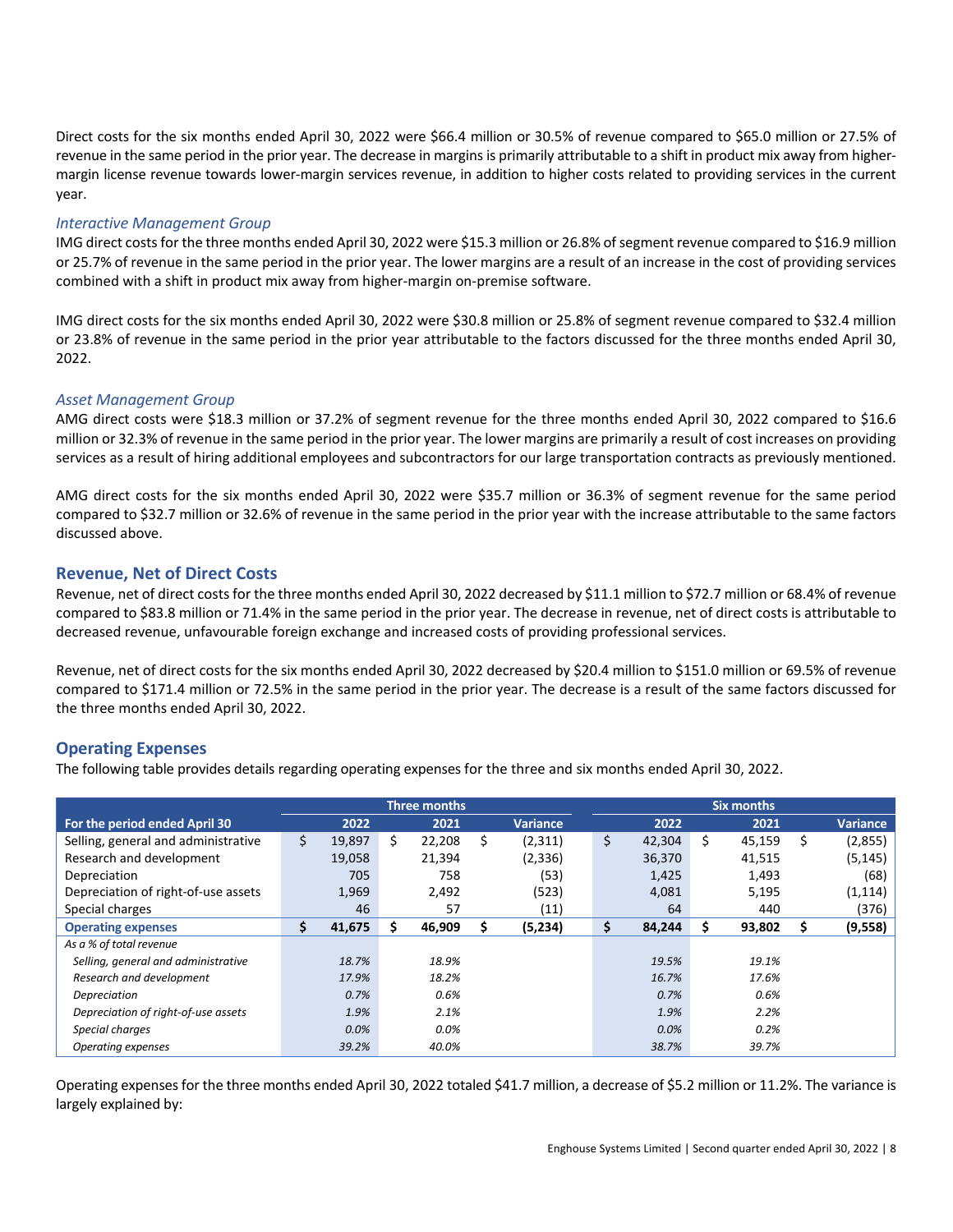Direct costs for the six months ended April 30, 2022 were $66.4 million or 30.5% of revenue compared to $65.0 million or 27.5% of revenue in the same period in the prior year. The decrease in margins is primarily attributable to a shift in product mix away from higher-margin license revenue towards lower-margin services revenue, in addition to higher costs related to providing services in the current year.

### *Interactive Management Group*

IMG direct costs for the three months ended April 30, 2022 were $15.3 million or 26.8% of segment revenue compared to $16.9 million or 25.7% of revenue in the same period in the prior year. The lower margins are a result of an increase in the cost of providing services combined with a shift in product mix away from higher-margin on-premise software.

IMG direct costs for the six months ended April 30, 2022 were $30.8 million or 25.8% of segment revenue compared to $32.4 million or 23.8% of revenue in the same period in the prior year attributable to the factors discussed for the three months ended April 30, 2022.

### *Asset Management Group*

AMG direct costs were $18.3 million or 37.2% of segment revenue for the three months ended April 30, 2022 compared to $16.6 million or 32.3% of revenue in the same period in the prior year. The lower margins are primarily a result of cost increases on providing services as a result of hiring additional employees and subcontractors for our large transportation contracts as previously mentioned.

AMG direct costs for the six months ended April 30, 2022 were $35.7 million or 36.3% of segment revenue for the same period compared to $32.7 million or 32.6% of revenue in the same period in the prior year with the increase attributable to the same factors discussed above.

## Revenue, Net of Direct Costs

Revenue, net of direct costs for the three months ended April 30, 2022 decreased by $11.1 million to $72.7 million or 68.4% of revenue compared to $83.8 million or 71.4% in the same period in the prior year. The decrease in revenue, net of direct costs is attributable to decreased revenue, unfavourable foreign exchange and increased costs of providing professional services.

Revenue, net of direct costs for the six months ended April 30, 2022 decreased by $20.4 million to $151.0 million or 69.5% of revenue compared to $171.4 million or 72.5% in the same period in the prior year. The decrease is a result of the same factors discussed for the three months ended April 30, 2022.

## Operating Expenses

The following table provides details regarding operating expenses for the three and six months ended April 30, 2022.

| | Three months | | | Six months | | |
|---|---|---|---|---|---|---|
| **For the period ended April 30** | **2022** | **2021** | **Variance** | **2022** | **2021** | **Variance** |
| Selling, general and administrative | $ 19,897 | $ 22,208 | $ (2,311) | $ 42,304 | $ 45,159 | $ (2,855) |
| Research and development | 19,058 | 21,394 | (2,336) | 36,370 | 41,515 | (5,145) |
| Depreciation | 705 | 758 | (53) | 1,425 | 1,493 | (68) |
| Depreciation of right-of-use assets | 1,969 | 2,492 | (523) | 4,081 | 5,195 | (1,114) |
| Special charges | 46 | 57 | (11) | 64 | 440 | (376) |
| **Operating expenses** | **$ 41,675** | **$ 46,909** | **$ (5,234)** | **$ 84,244** | **$ 93,802** | **$ (9,558)** |
| *As a % of total revenue* | | | | | | |
| *Selling, general and administrative* | *18.7%* | *18.9%* | | *19.5%* | *19.1%* | |
| *Research and development* | *17.9%* | *18.2%* | | *16.7%* | *17.6%* | |
| *Depreciation* | *0.7%* | *0.6%* | | *0.7%* | *0.6%* | |
| *Depreciation of right-of-use assets* | *1.9%* | *2.1%* | | *1.9%* | *2.2%* | |
| *Special charges* | *0.0%* | *0.0%* | | *0.0%* | *0.2%* | |
| *Operating expenses* | *39.2%* | *40.0%* | | *38.7%* | *39.7%* | |

Operating expenses for the three months ended April 30, 2022 totaled $41.7 million, a decrease of $5.2 million or 11.2%. The variance is largely explained by: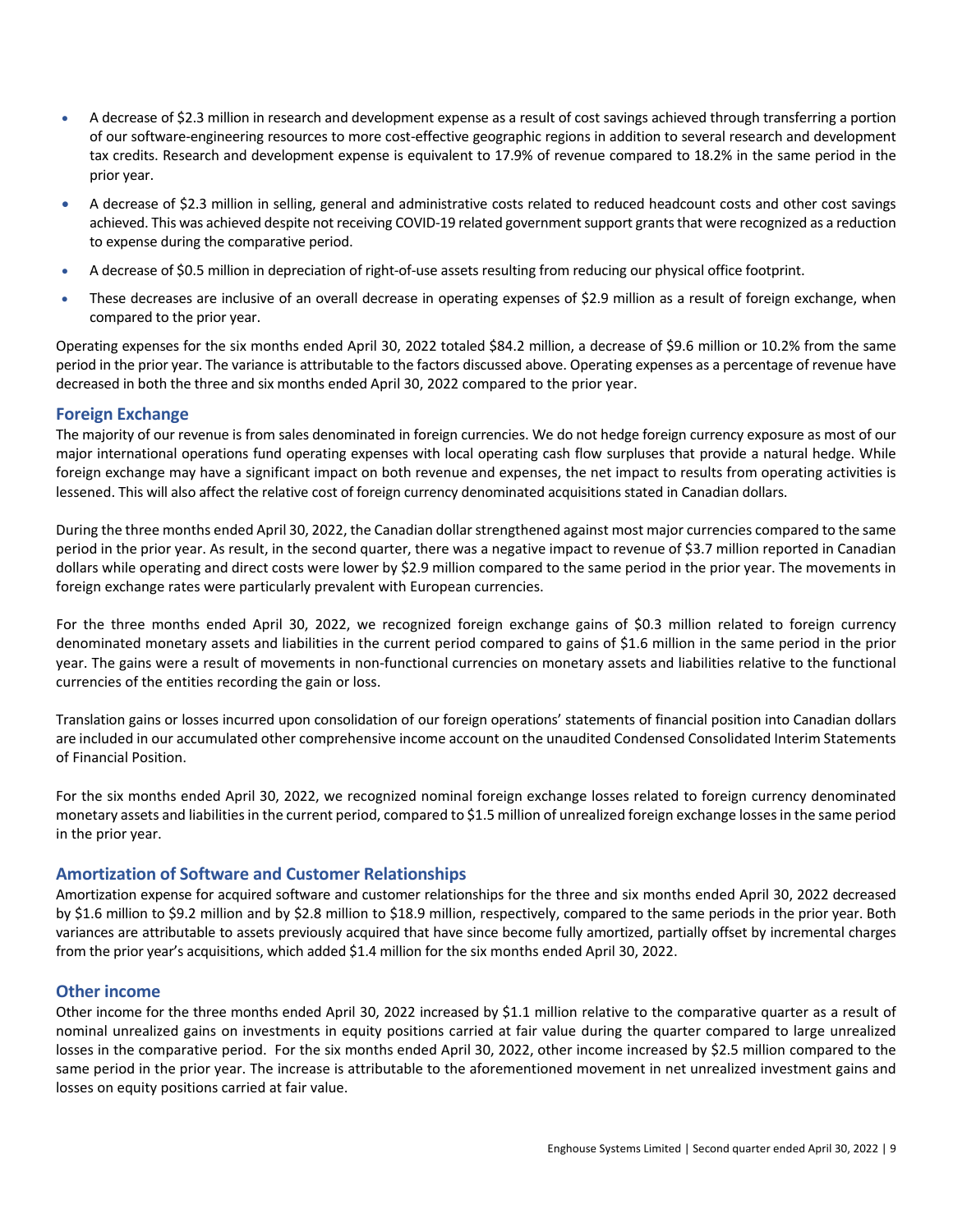- A decrease of $2.3 million in research and development expense as a result of cost savings achieved through transferring a portion of our software-engineering resources to more cost-effective geographic regions in addition to several research and development tax credits. Research and development expense is equivalent to 17.9% of revenue compared to 18.2% in the same period in the prior year.
- A decrease of $2.3 million in selling, general and administrative costs related to reduced headcount costs and other cost savings achieved. This was achieved despite not receiving COVID-19 related government support grants that were recognized as a reduction to expense during the comparative period.
- A decrease of $0.5 million in depreciation of right-of-use assets resulting from reducing our physical office footprint.
- These decreases are inclusive of an overall decrease in operating expenses of $2.9 million as a result of foreign exchange, when compared to the prior year.

Operating expenses for the six months ended April 30, 2022 totaled $84.2 million, a decrease of $9.6 million or 10.2% from the same period in the prior year. The variance is attributable to the factors discussed above. Operating expenses as a percentage of revenue have decreased in both the three and six months ended April 30, 2022 compared to the prior year.

## Foreign Exchange

The majority of our revenue is from sales denominated in foreign currencies. We do not hedge foreign currency exposure as most of our major international operations fund operating expenses with local operating cash flow surpluses that provide a natural hedge. While foreign exchange may have a significant impact on both revenue and expenses, the net impact to results from operating activities is lessened. This will also affect the relative cost of foreign currency denominated acquisitions stated in Canadian dollars.

During the three months ended April 30, 2022, the Canadian dollar strengthened against most major currencies compared to the same period in the prior year. As result, in the second quarter, there was a negative impact to revenue of $3.7 million reported in Canadian dollars while operating and direct costs were lower by $2.9 million compared to the same period in the prior year. The movements in foreign exchange rates were particularly prevalent with European currencies.

For the three months ended April 30, 2022, we recognized foreign exchange gains of $0.3 million related to foreign currency denominated monetary assets and liabilities in the current period compared to gains of $1.6 million in the same period in the prior year. The gains were a result of movements in non-functional currencies on monetary assets and liabilities relative to the functional currencies of the entities recording the gain or loss.

Translation gains or losses incurred upon consolidation of our foreign operations' statements of financial position into Canadian dollars are included in our accumulated other comprehensive income account on the unaudited Condensed Consolidated Interim Statements of Financial Position.

For the six months ended April 30, 2022, we recognized nominal foreign exchange losses related to foreign currency denominated monetary assets and liabilities in the current period, compared to $1.5 million of unrealized foreign exchange losses in the same period in the prior year.

## Amortization of Software and Customer Relationships

Amortization expense for acquired software and customer relationships for the three and six months ended April 30, 2022 decreased by $1.6 million to $9.2 million and by $2.8 million to $18.9 million, respectively, compared to the same periods in the prior year. Both variances are attributable to assets previously acquired that have since become fully amortized, partially offset by incremental charges from the prior year's acquisitions, which added $1.4 million for the six months ended April 30, 2022.

## Other income

Other income for the three months ended April 30, 2022 increased by $1.1 million relative to the comparative quarter as a result of nominal unrealized gains on investments in equity positions carried at fair value during the quarter compared to large unrealized losses in the comparative period. For the six months ended April 30, 2022, other income increased by $2.5 million compared to the same period in the prior year. The increase is attributable to the aforementioned movement in net unrealized investment gains and losses on equity positions carried at fair value.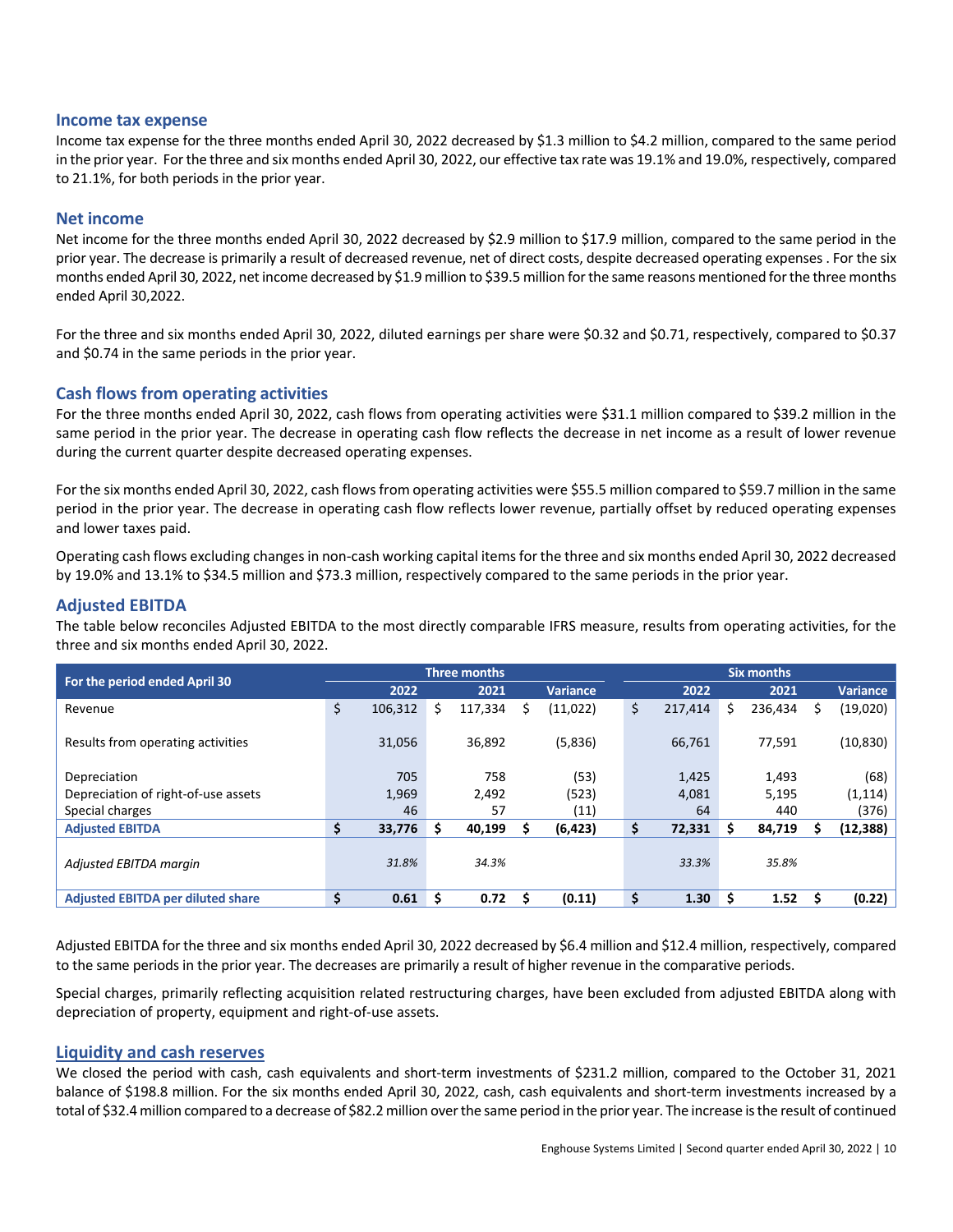## Income tax expense

Income tax expense for the three months ended April 30, 2022 decreased by $1.3 million to $4.2 million, compared to the same period in the prior year. For the three and six months ended April 30, 2022, our effective tax rate was 19.1% and 19.0%, respectively, compared to 21.1%, for both periods in the prior year.

## Net income

Net income for the three months ended April 30, 2022 decreased by $2.9 million to $17.9 million, compared to the same period in the prior year. The decrease is primarily a result of decreased revenue, net of direct costs, despite decreased operating expenses . For the six months ended April 30, 2022, net income decreased by $1.9 million to $39.5 million for the same reasons mentioned for the three months ended April 30,2022.

For the three and six months ended April 30, 2022, diluted earnings per share were $0.32 and $0.71, respectively, compared to $0.37 and $0.74 in the same periods in the prior year.

## Cash flows from operating activities

For the three months ended April 30, 2022, cash flows from operating activities were $31.1 million compared to $39.2 million in the same period in the prior year. The decrease in operating cash flow reflects the decrease in net income as a result of lower revenue during the current quarter despite decreased operating expenses.

For the six months ended April 30, 2022, cash flows from operating activities were $55.5 million compared to $59.7 million in the same period in the prior year. The decrease in operating cash flow reflects lower revenue, partially offset by reduced operating expenses and lower taxes paid.

Operating cash flows excluding changes in non-cash working capital items for the three and six months ended April 30, 2022 decreased by 19.0% and 13.1% to $34.5 million and $73.3 million, respectively compared to the same periods in the prior year.

## Adjusted EBITDA

The table below reconciles Adjusted EBITDA to the most directly comparable IFRS measure, results from operating activities, for the three and six months ended April 30, 2022.

| For the period ended April 30 | Three months | | | Six months | | |
|---|---|---|---|---|---|---|
| | 2022 | 2021 | Variance | 2022 | 2021 | Variance |
| Revenue | $ 106,312 | $ 117,334 | $ (11,022) | $ 217,414 | $ 236,434 | $ (19,020) |
| Results from operating activities | 31,056 | 36,892 | (5,836) | 66,761 | 77,591 | (10,830) |
| Depreciation | 705 | 758 | (53) | 1,425 | 1,493 | (68) |
| Depreciation of right-of-use assets | 1,969 | 2,492 | (523) | 4,081 | 5,195 | (1,114) |
| Special charges | 46 | 57 | (11) | 64 | 440 | (376) |
| **Adjusted EBITDA** | **$ 33,776** | **$ 40,199** | **$ (6,423)** | **$ 72,331** | **$ 84,719** | **$ (12,388)** |
| *Adjusted EBITDA margin* | *31.8%* | *34.3%* | | *33.3%* | *35.8%* | |
| **Adjusted EBITDA per diluted share** | **$ 0.61** | **$ 0.72** | **$ (0.11)** | **$ 1.30** | **$ 1.52** | **$ (0.22)** |

Adjusted EBITDA for the three and six months ended April 30, 2022 decreased by $6.4 million and $12.4 million, respectively, compared to the same periods in the prior year. The decreases are primarily a result of higher revenue in the comparative periods.

Special charges, primarily reflecting acquisition related restructuring charges, have been excluded from adjusted EBITDA along with depreciation of property, equipment and right-of-use assets.

## Liquidity and cash reserves

We closed the period with cash, cash equivalents and short-term investments of $231.2 million, compared to the October 31, 2021 balance of $198.8 million. For the six months ended April 30, 2022, cash, cash equivalents and short-term investments increased by a total of $32.4 million compared to a decrease of $82.2 million over the same period in the prior year. The increase is the result of continued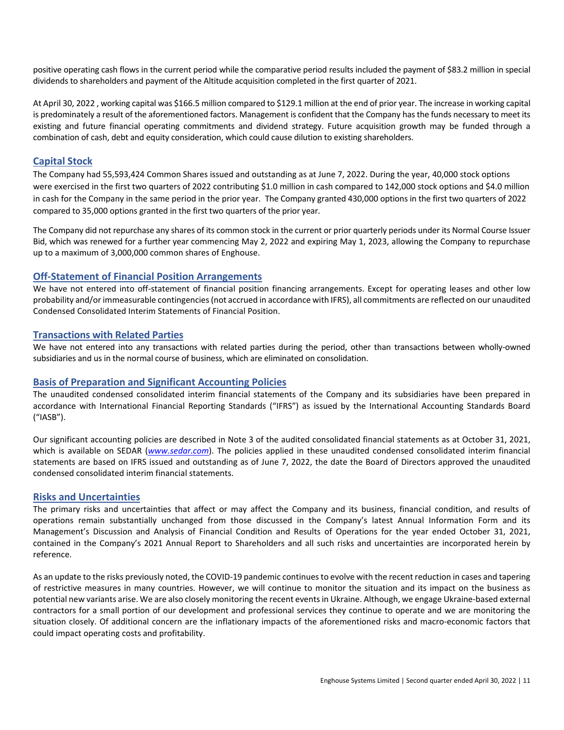positive operating cash flows in the current period while the comparative period results included the payment of $83.2 million in special dividends to shareholders and payment of the Altitude acquisition completed in the first quarter of 2021.

At April 30, 2022 , working capital was $166.5 million compared to $129.1 million at the end of prior year. The increase in working capital is predominately a result of the aforementioned factors. Management is confident that the Company has the funds necessary to meet its existing and future financial operating commitments and dividend strategy. Future acquisition growth may be funded through a combination of cash, debt and equity consideration, which could cause dilution to existing shareholders.

## Capital Stock

The Company had 55,593,424 Common Shares issued and outstanding as at June 7, 2022. During the year, 40,000 stock options were exercised in the first two quarters of 2022 contributing $1.0 million in cash compared to 142,000 stock options and $4.0 million in cash for the Company in the same period in the prior year. The Company granted 430,000 options in the first two quarters of 2022 compared to 35,000 options granted in the first two quarters of the prior year.

The Company did not repurchase any shares of its common stock in the current or prior quarterly periods under its Normal Course Issuer Bid, which was renewed for a further year commencing May 2, 2022 and expiring May 1, 2023, allowing the Company to repurchase up to a maximum of 3,000,000 common shares of Enghouse.

## Off-Statement of Financial Position Arrangements

We have not entered into off-statement of financial position financing arrangements. Except for operating leases and other low probability and/or immeasurable contingencies (not accrued in accordance with IFRS), all commitments are reflected on our unaudited Condensed Consolidated Interim Statements of Financial Position.

## Transactions with Related Parties

We have not entered into any transactions with related parties during the period, other than transactions between wholly-owned subsidiaries and us in the normal course of business, which are eliminated on consolidation.

## Basis of Preparation and Significant Accounting Policies

The unaudited condensed consolidated interim financial statements of the Company and its subsidiaries have been prepared in accordance with International Financial Reporting Standards ("IFRS") as issued by the International Accounting Standards Board ("IASB").

Our significant accounting policies are described in Note 3 of the audited consolidated financial statements as at October 31, 2021, which is available on SEDAR (*www.sedar.com*). The policies applied in these unaudited condensed consolidated interim financial statements are based on IFRS issued and outstanding as of June 7, 2022, the date the Board of Directors approved the unaudited condensed consolidated interim financial statements.

## Risks and Uncertainties

The primary risks and uncertainties that affect or may affect the Company and its business, financial condition, and results of operations remain substantially unchanged from those discussed in the Company's latest Annual Information Form and its Management's Discussion and Analysis of Financial Condition and Results of Operations for the year ended October 31, 2021, contained in the Company's 2021 Annual Report to Shareholders and all such risks and uncertainties are incorporated herein by reference.

As an update to the risks previously noted, the COVID-19 pandemic continues to evolve with the recent reduction in cases and tapering of restrictive measures in many countries. However, we will continue to monitor the situation and its impact on the business as potential new variants arise. We are also closely monitoring the recent events in Ukraine. Although, we engage Ukraine-based external contractors for a small portion of our development and professional services they continue to operate and we are monitoring the situation closely. Of additional concern are the inflationary impacts of the aforementioned risks and macro-economic factors that could impact operating costs and profitability.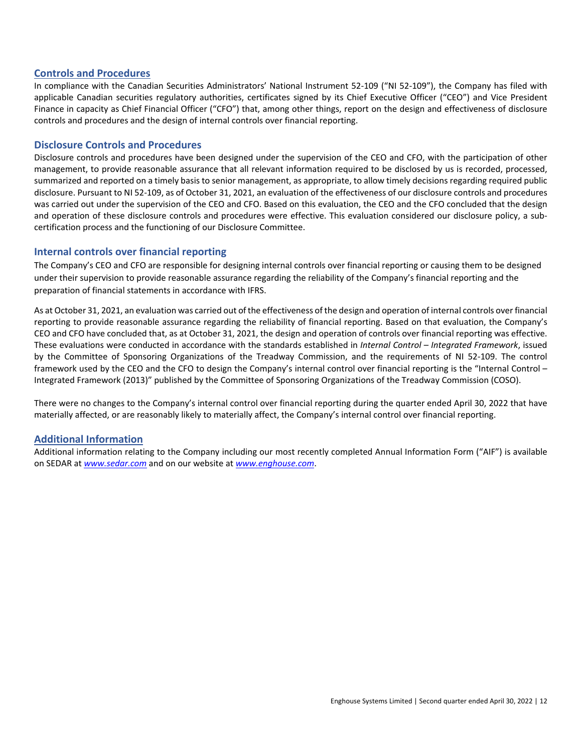## Controls and Procedures

In compliance with the Canadian Securities Administrators' National Instrument 52-109 ("NI 52-109"), the Company has filed with applicable Canadian securities regulatory authorities, certificates signed by its Chief Executive Officer ("CEO") and Vice President Finance in capacity as Chief Financial Officer ("CFO") that, among other things, report on the design and effectiveness of disclosure controls and procedures and the design of internal controls over financial reporting.

## Disclosure Controls and Procedures

Disclosure controls and procedures have been designed under the supervision of the CEO and CFO, with the participation of other management, to provide reasonable assurance that all relevant information required to be disclosed by us is recorded, processed, summarized and reported on a timely basis to senior management, as appropriate, to allow timely decisions regarding required public disclosure. Pursuant to NI 52-109, as of October 31, 2021, an evaluation of the effectiveness of our disclosure controls and procedures was carried out under the supervision of the CEO and CFO. Based on this evaluation, the CEO and the CFO concluded that the design and operation of these disclosure controls and procedures were effective. This evaluation considered our disclosure policy, a sub-certification process and the functioning of our Disclosure Committee.

## Internal controls over financial reporting

The Company's CEO and CFO are responsible for designing internal controls over financial reporting or causing them to be designed under their supervision to provide reasonable assurance regarding the reliability of the Company's financial reporting and the preparation of financial statements in accordance with IFRS.

As at October 31, 2021, an evaluation was carried out of the effectiveness of the design and operation of internal controls over financial reporting to provide reasonable assurance regarding the reliability of financial reporting. Based on that evaluation, the Company's CEO and CFO have concluded that, as at October 31, 2021, the design and operation of controls over financial reporting was effective. These evaluations were conducted in accordance with the standards established in *Internal Control – Integrated Framework*, issued by the Committee of Sponsoring Organizations of the Treadway Commission, and the requirements of NI 52-109. The control framework used by the CEO and the CFO to design the Company's internal control over financial reporting is the "Internal Control – Integrated Framework (2013)" published by the Committee of Sponsoring Organizations of the Treadway Commission (COSO).

There were no changes to the Company's internal control over financial reporting during the quarter ended April 30, 2022 that have materially affected, or are reasonably likely to materially affect, the Company's internal control over financial reporting.

## Additional Information

Additional information relating to the Company including our most recently completed Annual Information Form ("AIF") is available on SEDAR at *www.sedar.com* and on our website at *www.enghouse.com*.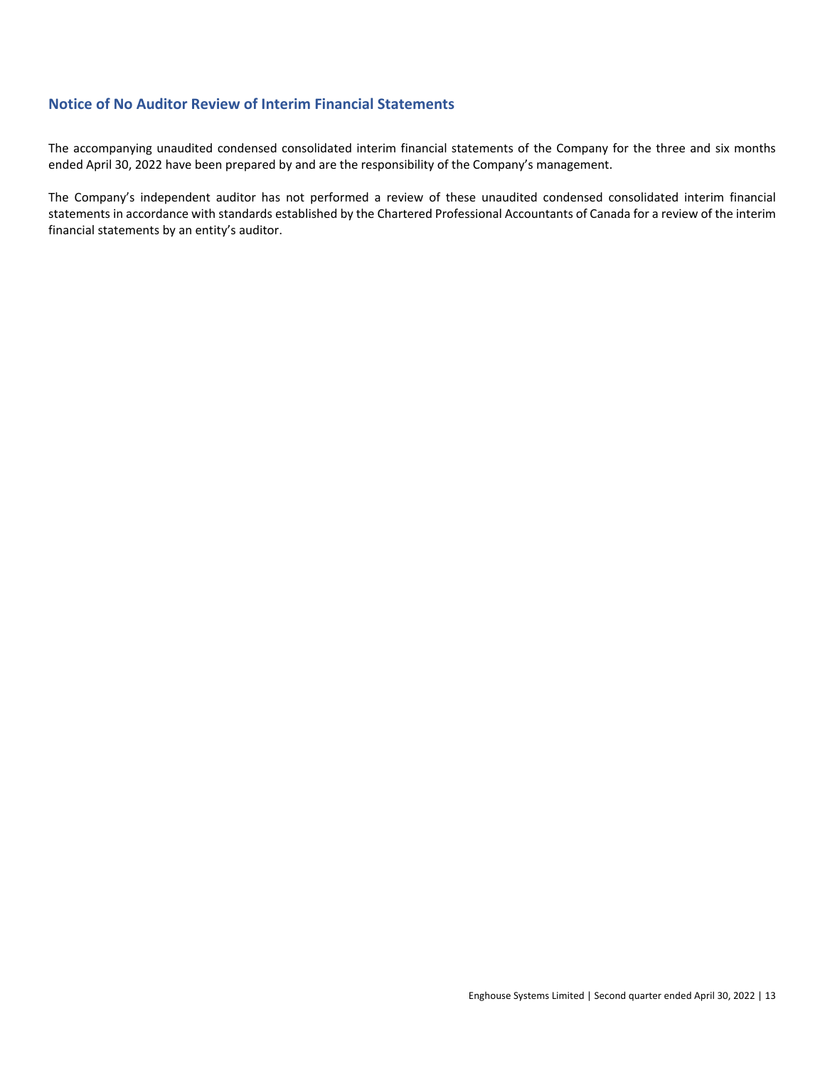## Notice of No Auditor Review of Interim Financial Statements

The accompanying unaudited condensed consolidated interim financial statements of the Company for the three and six months ended April 30, 2022 have been prepared by and are the responsibility of the Company's management.

The Company's independent auditor has not performed a review of these unaudited condensed consolidated interim financial statements in accordance with standards established by the Chartered Professional Accountants of Canada for a review of the interim financial statements by an entity's auditor.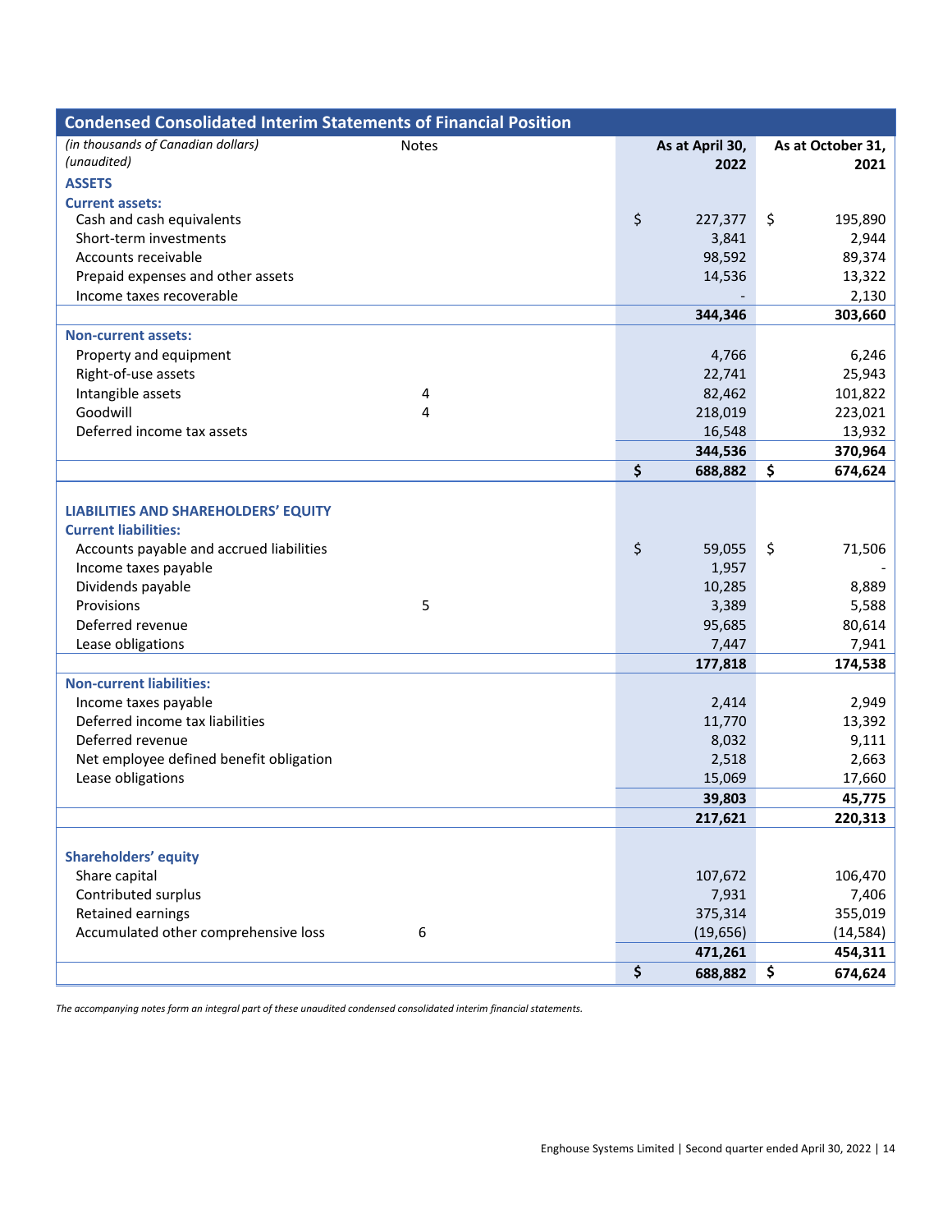## Condensed Consolidated Interim Statements of Financial Position

| *(in thousands of Canadian dollars)* *(unaudited)* | Notes | As at April 30, 2022 | As at October 31, 2021 |
|---|---|---|---|
| **ASSETS** | | | |
| **Current assets:** | | | |
| Cash and cash equivalents | | $ 227,377 | $ 195,890 |
| Short-term investments | | 3,841 | 2,944 |
| Accounts receivable | | 98,592 | 89,374 |
| Prepaid expenses and other assets | | 14,536 | 13,322 |
| Income taxes recoverable | | - | 2,130 |
| | | **344,346** | **303,660** |
| **Non-current assets:** | | | |
| Property and equipment | | 4,766 | 6,246 |
| Right-of-use assets | | 22,741 | 25,943 |
| Intangible assets | 4 | 82,462 | 101,822 |
| Goodwill | 4 | 218,019 | 223,021 |
| Deferred income tax assets | | 16,548 | 13,932 |
| | | **344,536** | **370,964** |
| | | **$ 688,882** | **$ 674,624** |
| **LIABILITIES AND SHAREHOLDERS' EQUITY** | | | |
| **Current liabilities:** | | | |
| Accounts payable and accrued liabilities | | $ 59,055 | $ 71,506 |
| Income taxes payable | | 1,957 | - |
| Dividends payable | | 10,285 | 8,889 |
| Provisions | 5 | 3,389 | 5,588 |
| Deferred revenue | | 95,685 | 80,614 |
| Lease obligations | | 7,447 | 7,941 |
| | | **177,818** | **174,538** |
| **Non-current liabilities:** | | | |
| Income taxes payable | | 2,414 | 2,949 |
| Deferred income tax liabilities | | 11,770 | 13,392 |
| Deferred revenue | | 8,032 | 9,111 |
| Net employee defined benefit obligation | | 2,518 | 2,663 |
| Lease obligations | | 15,069 | 17,660 |
| | | **39,803** | **45,775** |
| | | **217,621** | **220,313** |
| **Shareholders' equity** | | | |
| Share capital | | 107,672 | 106,470 |
| Contributed surplus | | 7,931 | 7,406 |
| Retained earnings | | 375,314 | 355,019 |
| Accumulated other comprehensive loss | 6 | (19,656) | (14,584) |
| | | **471,261** | **454,311** |
| | | **$ 688,882** | **$ 674,624** |

*The accompanying notes form an integral part of these unaudited condensed consolidated interim financial statements.*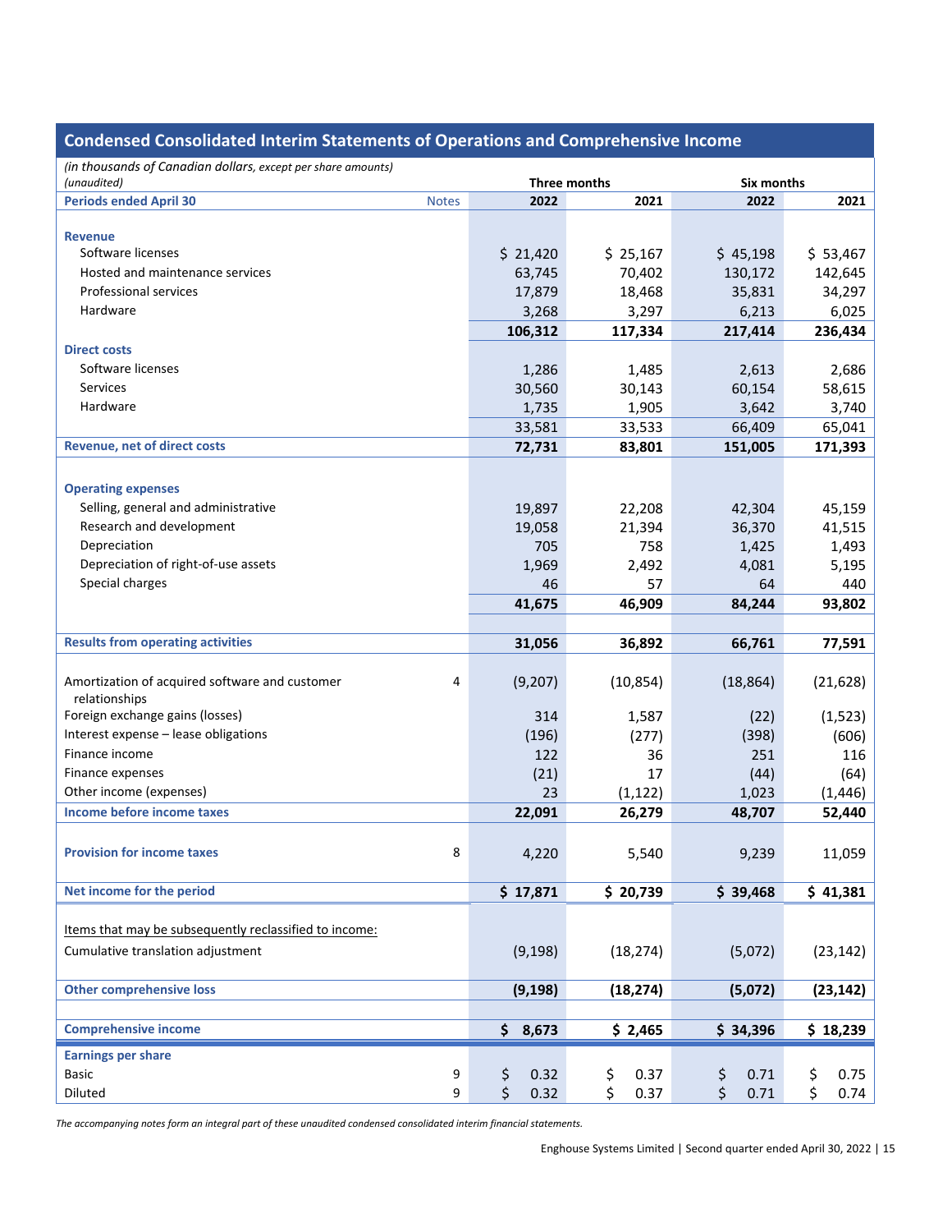## Condensed Consolidated Interim Statements of Operations and Comprehensive Income

*(in thousands of Canadian dollars, except per share amounts)*
*(unaudited)*

| Periods ended April 30 | Notes | Three months 2022 | Three months 2021 | Six months 2022 | Six months 2021 |
|---|---|---|---|---|---|
| **Revenue** | | | | | |
| Software licenses | | $ 21,420 | $ 25,167 | $ 45,198 | $ 53,467 |
| Hosted and maintenance services | | 63,745 | 70,402 | 130,172 | 142,645 |
| Professional services | | 17,879 | 18,468 | 35,831 | 34,297 |
| Hardware | | 3,268 | 3,297 | 6,213 | 6,025 |
| | | **106,312** | **117,334** | **217,414** | **236,434** |
| **Direct costs** | | | | | |
| Software licenses | | 1,286 | 1,485 | 2,613 | 2,686 |
| Services | | 30,560 | 30,143 | 60,154 | 58,615 |
| Hardware | | 1,735 | 1,905 | 3,642 | 3,740 |
| | | 33,581 | 33,533 | 66,409 | 65,041 |
| **Revenue, net of direct costs** | | **72,731** | **83,801** | **151,005** | **171,393** |
| **Operating expenses** | | | | | |
| Selling, general and administrative | | 19,897 | 22,208 | 42,304 | 45,159 |
| Research and development | | 19,058 | 21,394 | 36,370 | 41,515 |
| Depreciation | | 705 | 758 | 1,425 | 1,493 |
| Depreciation of right-of-use assets | | 1,969 | 2,492 | 4,081 | 5,195 |
| Special charges | | 46 | 57 | 64 | 440 |
| | | **41,675** | **46,909** | **84,244** | **93,802** |
| **Results from operating activities** | | **31,056** | **36,892** | **66,761** | **77,591** |
| Amortization of acquired software and customer relationships | 4 | (9,207) | (10,854) | (18,864) | (21,628) |
| Foreign exchange gains (losses) | | 314 | 1,587 | (22) | (1,523) |
| Interest expense – lease obligations | | (196) | (277) | (398) | (606) |
| Finance income | | 122 | 36 | 251 | 116 |
| Finance expenses | | (21) | 17 | (44) | (64) |
| Other income (expenses) | | 23 | (1,122) | 1,023 | (1,446) |
| **Income before income taxes** | | **22,091** | **26,279** | **48,707** | **52,440** |
| **Provision for income taxes** | 8 | 4,220 | 5,540 | 9,239 | 11,059 |
| **Net income for the period** | | **$ 17,871** | **$ 20,739** | **$ 39,468** | **$ 41,381** |
| Items that may be subsequently reclassified to income: | | | | | |
| Cumulative translation adjustment | | (9,198) | (18,274) | (5,072) | (23,142) |
| **Other comprehensive loss** | | **(9,198)** | **(18,274)** | **(5,072)** | **(23,142)** |
| **Comprehensive income** | | **$ 8,673** | **$ 2,465** | **$ 34,396** | **$ 18,239** |
| **Earnings per share** | | | | | |
| Basic | 9 | $ 0.32 | $ 0.37 | $ 0.71 | $ 0.75 |
| Diluted | 9 | $ 0.32 | $ 0.37 | $ 0.71 | $ 0.74 |

*The accompanying notes form an integral part of these unaudited condensed consolidated interim financial statements.*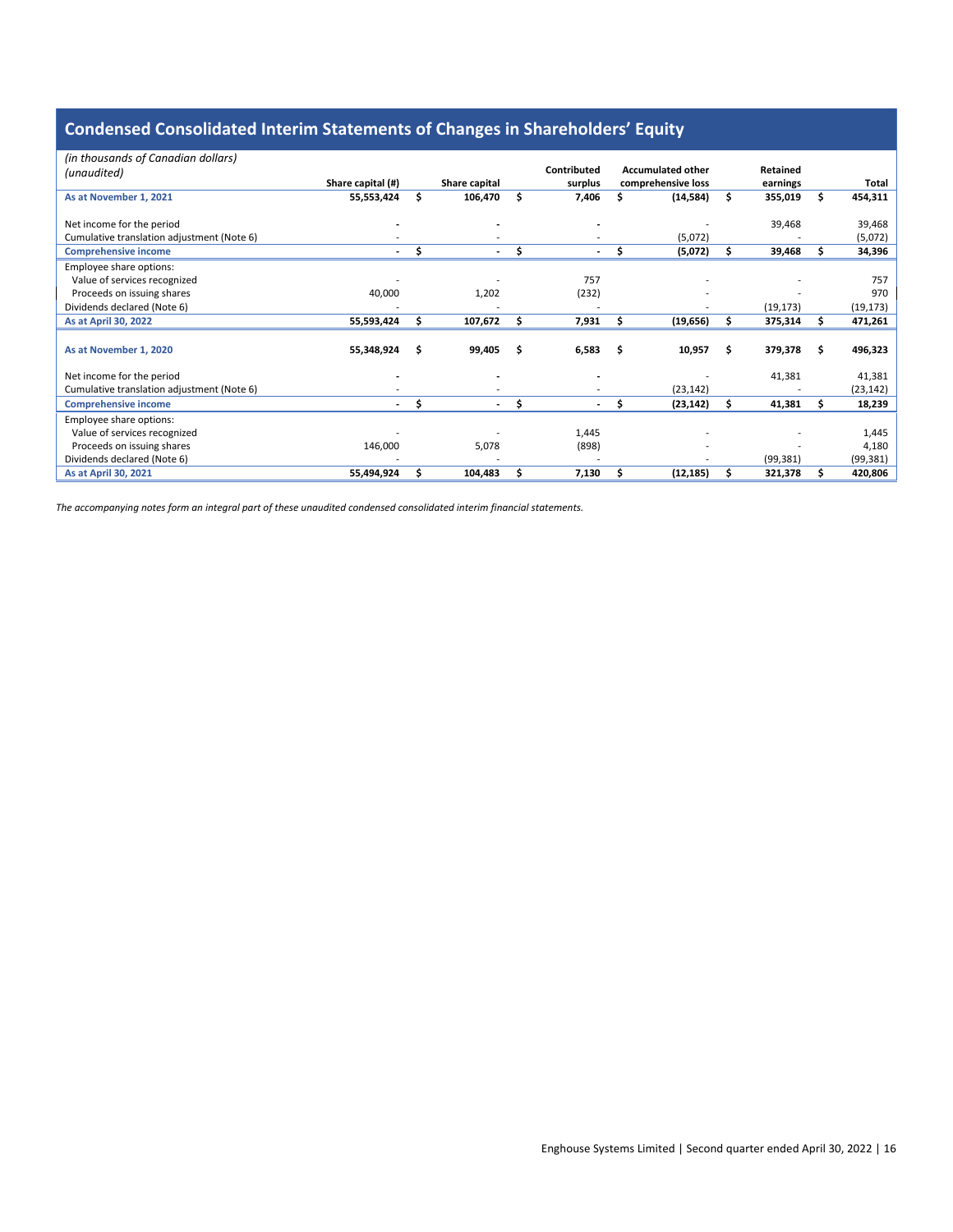# Condensed Consolidated Interim Statements of Changes in Shareholders' Equity

| *(in thousands of Canadian dollars)* *(unaudited)* | Share capital (#) | | Share capital | | Contributed surplus | | Accumulated other comprehensive loss | | Retained earnings | | Total |
|---|---|---|---|---|---|---|---|---|---|---|---|
| **As at November 1, 2021** | **55,553,424** | **$** | **106,470** | **$** | **7,406** | **$** | **(14,584)** | **$** | **355,019** | **$** | **454,311** |
| Net income for the period | - | | - | | - | | - | | 39,468 | | 39,468 |
| Cumulative translation adjustment (Note 6) | - | | - | | - | | (5,072) | | - | | (5,072) |
| **Comprehensive income** | **-** | **$** | **-** | **$** | **-** | **$** | **(5,072)** | **$** | **39,468** | **$** | **34,396** |
| Employee share options: | | | | | | | | | | | |
| Value of services recognized | - | | - | | 757 | | - | | - | | 757 |
| Proceeds on issuing shares | 40,000 | | 1,202 | | (232) | | - | | - | | 970 |
| Dividends declared (Note 6) | - | | - | | - | | - | | (19,173) | | (19,173) |
| **As at April 30, 2022** | **55,593,424** | **$** | **107,672** | **$** | **7,931** | **$** | **(19,656)** | **$** | **375,314** | **$** | **471,261** |
| **As at November 1, 2020** | **55,348,924** | **$** | **99,405** | **$** | **6,583** | **$** | **10,957** | **$** | **379,378** | **$** | **496,323** |
| Net income for the period | - | | - | | - | | - | | 41,381 | | 41,381 |
| Cumulative translation adjustment (Note 6) | - | | - | | - | | (23,142) | | - | | (23,142) |
| **Comprehensive income** | **-** | **$** | **-** | **$** | **-** | **$** | **(23,142)** | **$** | **41,381** | **$** | **18,239** |
| Employee share options: | | | | | | | | | | | |
| Value of services recognized | - | | - | | 1,445 | | - | | - | | 1,445 |
| Proceeds on issuing shares | 146,000 | | 5,078 | | (898) | | - | | - | | 4,180 |
| Dividends declared (Note 6) | - | | - | | - | | - | | (99,381) | | (99,381) |
| **As at April 30, 2021** | **55,494,924** | **$** | **104,483** | **$** | **7,130** | **$** | **(12,185)** | **$** | **321,378** | **$** | **420,806** |

*The accompanying notes form an integral part of these unaudited condensed consolidated interim financial statements.*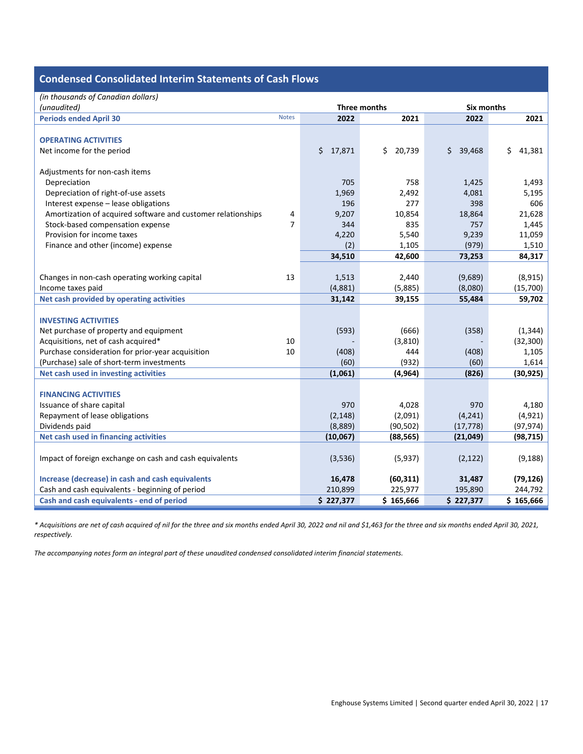## Condensed Consolidated Interim Statements of Cash Flows

*(in thousands of Canadian dollars)*
*(unaudited)*

| Periods ended April 30 | Notes | Three months 2022 | Three months 2021 | Six months 2022 | Six months 2021 |
|---|---|---|---|---|---|
| **OPERATING ACTIVITIES** | | | | | |
| Net income for the period | | $ 17,871 | $ 20,739 | $ 39,468 | $ 41,381 |
| Adjustments for non-cash items | | | | | |
| Depreciation | | 705 | 758 | 1,425 | 1,493 |
| Depreciation of right-of-use assets | | 1,969 | 2,492 | 4,081 | 5,195 |
| Interest expense – lease obligations | | 196 | 277 | 398 | 606 |
| Amortization of acquired software and customer relationships | 4 | 9,207 | 10,854 | 18,864 | 21,628 |
| Stock-based compensation expense | 7 | 344 | 835 | 757 | 1,445 |
| Provision for income taxes | | 4,220 | 5,540 | 9,239 | 11,059 |
| Finance and other (income) expense | | (2) | 1,105 | (979) | 1,510 |
| | | **34,510** | **42,600** | **73,253** | **84,317** |
| Changes in non-cash operating working capital | 13 | 1,513 | 2,440 | (9,689) | (8,915) |
| Income taxes paid | | (4,881) | (5,885) | (8,080) | (15,700) |
| **Net cash provided by operating activities** | | **31,142** | **39,155** | **55,484** | **59,702** |
| **INVESTING ACTIVITIES** | | | | | |
| Net purchase of property and equipment | | (593) | (666) | (358) | (1,344) |
| Acquisitions, net of cash acquired* | 10 | - | (3,810) | - | (32,300) |
| Purchase consideration for prior-year acquisition | 10 | (408) | 444 | (408) | 1,105 |
| (Purchase) sale of short-term investments | | (60) | (932) | (60) | 1,614 |
| **Net cash used in investing activities** | | **(1,061)** | **(4,964)** | **(826)** | **(30,925)** |
| **FINANCING ACTIVITIES** | | | | | |
| Issuance of share capital | | 970 | 4,028 | 970 | 4,180 |
| Repayment of lease obligations | | (2,148) | (2,091) | (4,241) | (4,921) |
| Dividends paid | | (8,889) | (90,502) | (17,778) | (97,974) |
| **Net cash used in financing activities** | | **(10,067)** | **(88,565)** | **(21,049)** | **(98,715)** |
| Impact of foreign exchange on cash and cash equivalents | | (3,536) | (5,937) | (2,122) | (9,188) |
| **Increase (decrease) in cash and cash equivalents** | | **16,478** | **(60,311)** | **31,487** | **(79,126)** |
| Cash and cash equivalents - beginning of period | | 210,899 | 225,977 | 195,890 | 244,792 |
| **Cash and cash equivalents - end of period** | | **$ 227,377** | **$ 165,666** | **$ 227,377** | **$ 165,666** |

*\* Acquisitions are net of cash acquired of nil for the three and six months ended April 30, 2022 and nil and $1,463 for the three and six months ended April 30, 2021, respectively.*

*The accompanying notes form an integral part of these unaudited condensed consolidated interim financial statements.*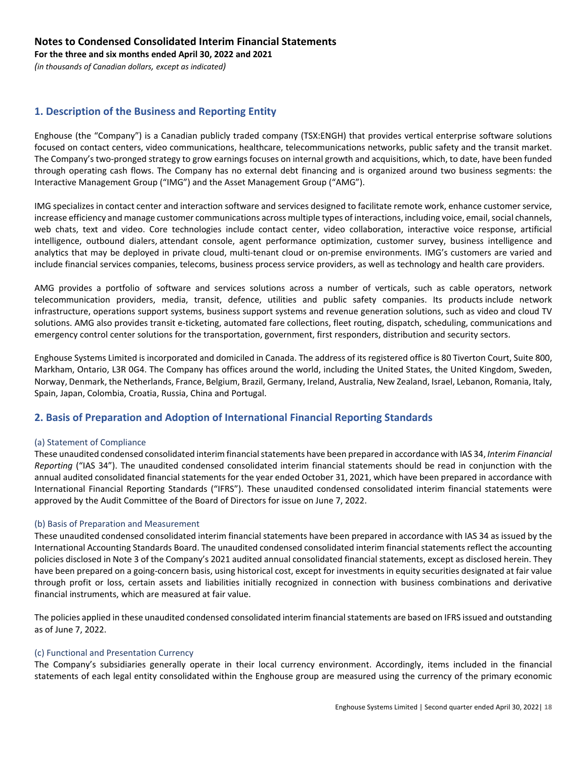# Notes to Condensed Consolidated Interim Financial Statements

**For the three and six months ended April 30, 2022 and 2021**

*(in thousands of Canadian dollars, except as indicated)*

## 1. Description of the Business and Reporting Entity

Enghouse (the "Company") is a Canadian publicly traded company (TSX:ENGH) that provides vertical enterprise software solutions focused on contact centers, video communications, healthcare, telecommunications networks, public safety and the transit market. The Company's two-pronged strategy to grow earnings focuses on internal growth and acquisitions, which, to date, have been funded through operating cash flows. The Company has no external debt financing and is organized around two business segments: the Interactive Management Group ("IMG") and the Asset Management Group ("AMG").

IMG specializes in contact center and interaction software and services designed to facilitate remote work, enhance customer service, increase efficiency and manage customer communications across multiple types of interactions, including voice, email, social channels, web chats, text and video. Core technologies include contact center, video collaboration, interactive voice response, artificial intelligence, outbound dialers, attendant console, agent performance optimization, customer survey, business intelligence and analytics that may be deployed in private cloud, multi-tenant cloud or on-premise environments. IMG's customers are varied and include financial services companies, telecoms, business process service providers, as well as technology and health care providers.

AMG provides a portfolio of software and services solutions across a number of verticals, such as cable operators, network telecommunication providers, media, transit, defence, utilities and public safety companies. Its products include network infrastructure, operations support systems, business support systems and revenue generation solutions, such as video and cloud TV solutions. AMG also provides transit e-ticketing, automated fare collections, fleet routing, dispatch, scheduling, communications and emergency control center solutions for the transportation, government, first responders, distribution and security sectors.

Enghouse Systems Limited is incorporated and domiciled in Canada. The address of its registered office is 80 Tiverton Court, Suite 800, Markham, Ontario, L3R 0G4. The Company has offices around the world, including the United States, the United Kingdom, Sweden, Norway, Denmark, the Netherlands, France, Belgium, Brazil, Germany, Ireland, Australia, New Zealand, Israel, Lebanon, Romania, Italy, Spain, Japan, Colombia, Croatia, Russia, China and Portugal.

## 2. Basis of Preparation and Adoption of International Financial Reporting Standards

### (a) Statement of Compliance

These unaudited condensed consolidated interim financial statements have been prepared in accordance with IAS 34, *Interim Financial Reporting* ("IAS 34"). The unaudited condensed consolidated interim financial statements should be read in conjunction with the annual audited consolidated financial statements for the year ended October 31, 2021, which have been prepared in accordance with International Financial Reporting Standards ("IFRS"). These unaudited condensed consolidated interim financial statements were approved by the Audit Committee of the Board of Directors for issue on June 7, 2022.

### (b) Basis of Preparation and Measurement

These unaudited condensed consolidated interim financial statements have been prepared in accordance with IAS 34 as issued by the International Accounting Standards Board. The unaudited condensed consolidated interim financial statements reflect the accounting policies disclosed in Note 3 of the Company's 2021 audited annual consolidated financial statements, except as disclosed herein. They have been prepared on a going-concern basis, using historical cost, except for investments in equity securities designated at fair value through profit or loss, certain assets and liabilities initially recognized in connection with business combinations and derivative financial instruments, which are measured at fair value.

The policies applied in these unaudited condensed consolidated interim financial statements are based on IFRS issued and outstanding as of June 7, 2022.

### (c) Functional and Presentation Currency

The Company's subsidiaries generally operate in their local currency environment. Accordingly, items included in the financial statements of each legal entity consolidated within the Enghouse group are measured using the currency of the primary economic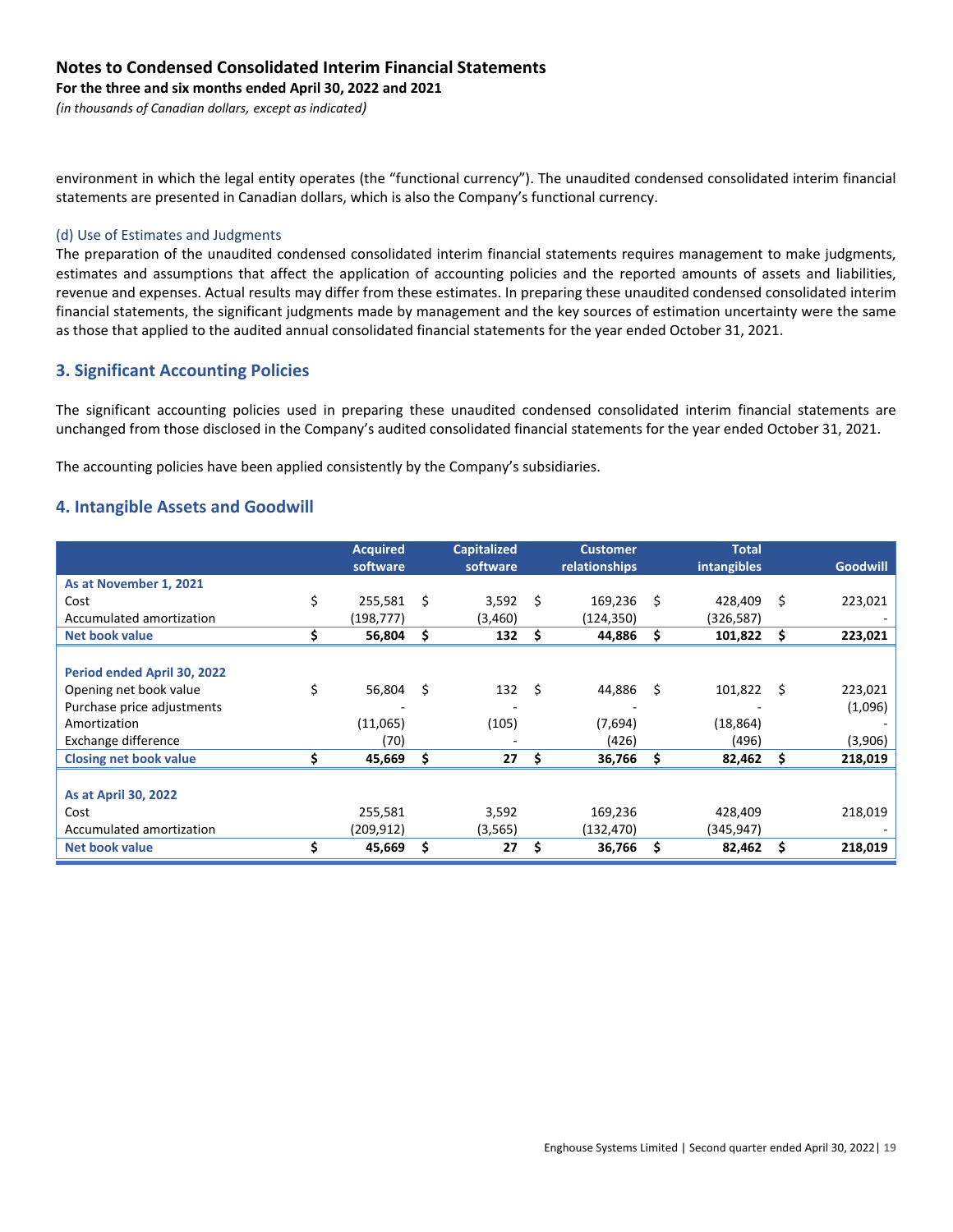environment in which the legal entity operates (the "functional currency"). The unaudited condensed consolidated interim financial statements are presented in Canadian dollars, which is also the Company's functional currency.

### (d) Use of Estimates and Judgments

The preparation of the unaudited condensed consolidated interim financial statements requires management to make judgments, estimates and assumptions that affect the application of accounting policies and the reported amounts of assets and liabilities, revenue and expenses. Actual results may differ from these estimates. In preparing these unaudited condensed consolidated interim financial statements, the significant judgments made by management and the key sources of estimation uncertainty were the same as those that applied to the audited annual consolidated financial statements for the year ended October 31, 2021.

## 3. Significant Accounting Policies

The significant accounting policies used in preparing these unaudited condensed consolidated interim financial statements are unchanged from those disclosed in the Company's audited consolidated financial statements for the year ended October 31, 2021.

The accounting policies have been applied consistently by the Company's subsidiaries.

## 4. Intangible Assets and Goodwill

| | Acquired software | Capitalized software | Customer relationships | Total intangibles | Goodwill |
|---|---|---|---|---|---|
| **As at November 1, 2021** | | | | | |
| Cost | $ 255,581 | $ 3,592 | $ 169,236 | $ 428,409 | $ 223,021 |
| Accumulated amortization | (198,777) | (3,460) | (124,350) | (326,587) | - |
| **Net book value** | **$ 56,804** | **$ 132** | **$ 44,886** | **$ 101,822** | **$ 223,021** |
| | | | | | |
| **Period ended April 30, 2022** | | | | | |
| Opening net book value | $ 56,804 | $ 132 | $ 44,886 | $ 101,822 | $ 223,021 |
| Purchase price adjustments | - | - | - | - | (1,096) |
| Amortization | (11,065) | (105) | (7,694) | (18,864) | - |
| Exchange difference | (70) | - | (426) | (496) | (3,906) |
| **Closing net book value** | **$ 45,669** | **$ 27** | **$ 36,766** | **$ 82,462** | **$ 218,019** |
| | | | | | |
| **As at April 30, 2022** | | | | | |
| Cost | 255,581 | 3,592 | 169,236 | 428,409 | 218,019 |
| Accumulated amortization | (209,912) | (3,565) | (132,470) | (345,947) | - |
| **Net book value** | **$ 45,669** | **$ 27** | **$ 36,766** | **$ 82,462** | **$ 218,019** |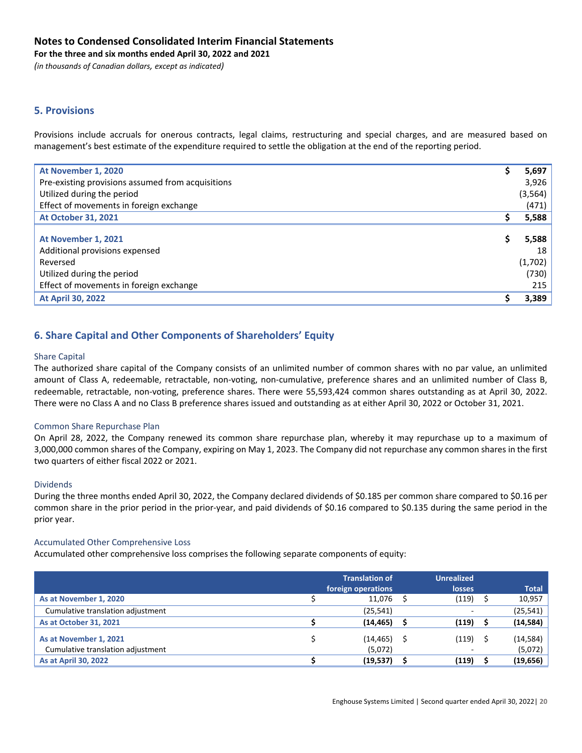# Notes to Condensed Consolidated Interim Financial Statements

**For the three and six months ended April 30, 2022 and 2021**

*(in thousands of Canadian dollars, except as indicated)*

## 5. Provisions

Provisions include accruals for onerous contracts, legal claims, restructuring and special charges, and are measured based on management's best estimate of the expenditure required to settle the obligation at the end of the reporting period.

| | | |
|---|---|---|
| **At November 1, 2020** | **$** | **5,697** |
| Pre-existing provisions assumed from acquisitions | | 3,926 |
| Utilized during the period | | (3,564) |
| Effect of movements in foreign exchange | | (471) |
| **At October 31, 2021** | **$** | **5,588** |
| | | |
| **At November 1, 2021** | **$** | **5,588** |
| Additional provisions expensed | | 18 |
| Reversed | | (1,702) |
| Utilized during the period | | (730) |
| Effect of movements in foreign exchange | | 215 |
| **At April 30, 2022** | **$** | **3,389** |

## 6. Share Capital and Other Components of Shareholders' Equity

### Share Capital

The authorized share capital of the Company consists of an unlimited number of common shares with no par value, an unlimited amount of Class A, redeemable, retractable, non-voting, non-cumulative, preference shares and an unlimited number of Class B, redeemable, retractable, non-voting, preference shares. There were 55,593,424 common shares outstanding as at April 30, 2022. There were no Class A and no Class B preference shares issued and outstanding as at either April 30, 2022 or October 31, 2021.

### Common Share Repurchase Plan

On April 28, 2022, the Company renewed its common share repurchase plan, whereby it may repurchase up to a maximum of 3,000,000 common shares of the Company, expiring on May 1, 2023. The Company did not repurchase any common shares in the first two quarters of either fiscal 2022 or 2021.

### Dividends

During the three months ended April 30, 2022, the Company declared dividends of $0.185 per common share compared to $0.16 per common share in the prior period in the prior-year, and paid dividends of $0.16 compared to $0.135 during the same period in the prior year.

### Accumulated Other Comprehensive Loss

Accumulated other comprehensive loss comprises the following separate components of equity:

| | Translation of foreign operations | Unrealized losses | Total |
|---|---|---|---|
| **As at November 1, 2020** | $ 11,076 | $ (119) | $ 10,957 |
| Cumulative translation adjustment | (25,541) | - | (25,541) |
| **As at October 31, 2021** | **$ (14,465)** | **$ (119)** | **$ (14,584)** |
| **As at November 1, 2021** | $ (14,465) | $ (119) | $ (14,584) |
| Cumulative translation adjustment | (5,072) | - | (5,072) |
| **As at April 30, 2022** | **$ (19,537)** | **$ (119)** | **$ (19,656)** |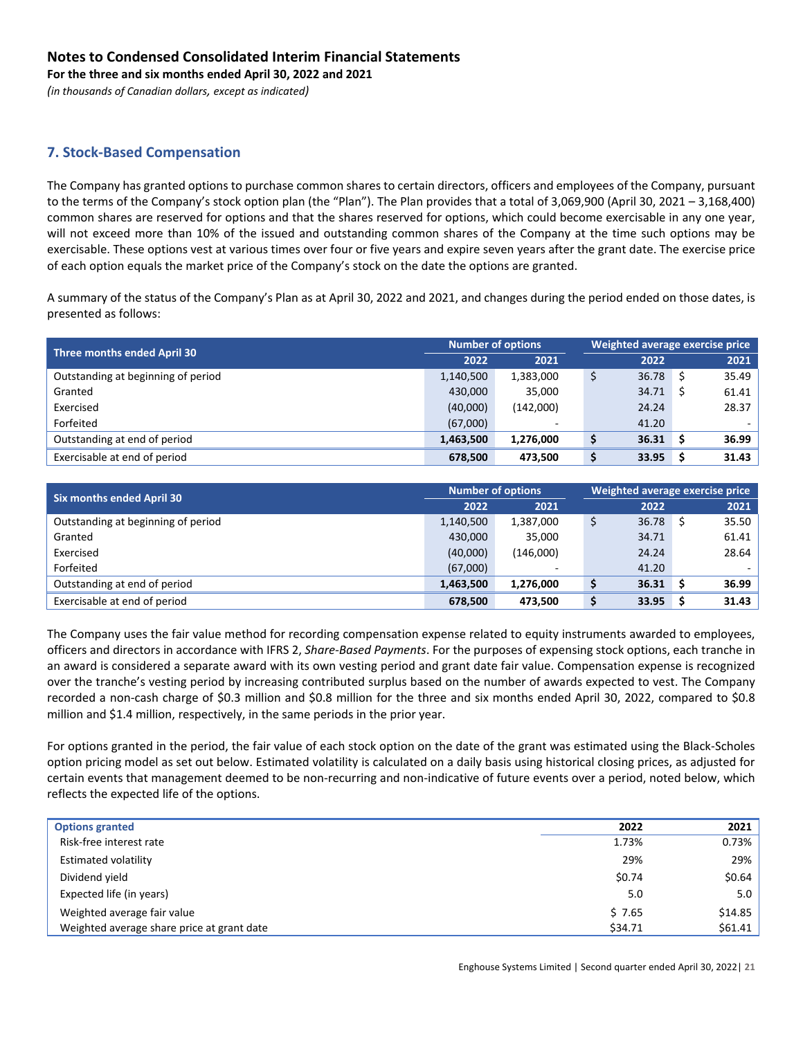# Notes to Condensed Consolidated Interim Financial Statements

**For the three and six months ended April 30, 2022 and 2021**

*(in thousands of Canadian dollars, except as indicated)*

## 7. Stock-Based Compensation

The Company has granted options to purchase common shares to certain directors, officers and employees of the Company, pursuant to the terms of the Company's stock option plan (the "Plan"). The Plan provides that a total of 3,069,900 (April 30, 2021 – 3,168,400) common shares are reserved for options and that the shares reserved for options, which could become exercisable in any one year, will not exceed more than 10% of the issued and outstanding common shares of the Company at the time such options may be exercisable. These options vest at various times over four or five years and expire seven years after the grant date. The exercise price of each option equals the market price of the Company's stock on the date the options are granted.

A summary of the status of the Company's Plan as at April 30, 2022 and 2021, and changes during the period ended on those dates, is presented as follows:

| Three months ended April 30 | Number of options | | Weighted average exercise price | |
|---|---|---|---|---|
| | 2022 | 2021 | 2022 | 2021 |
| Outstanding at beginning of period | 1,140,500 | 1,383,000 | $ 36.78 | $ 35.49 |
| Granted | 430,000 | 35,000 | 34.71 | $ 61.41 |
| Exercised | (40,000) | (142,000) | 24.24 | 28.37 |
| Forfeited | (67,000) | - | 41.20 | - |
| Outstanding at end of period | **1,463,500** | **1,276,000** | **$ 36.31** | **$ 36.99** |
| Exercisable at end of period | **678,500** | **473,500** | **$ 33.95** | **$ 31.43** |

| Six months ended April 30 | Number of options | | Weighted average exercise price | |
|---|---|---|---|---|
| | 2022 | 2021 | 2022 | 2021 |
| Outstanding at beginning of period | 1,140,500 | 1,387,000 | $ 36.78 | $ 35.50 |
| Granted | 430,000 | 35,000 | 34.71 | 61.41 |
| Exercised | (40,000) | (146,000) | 24.24 | 28.64 |
| Forfeited | (67,000) | - | 41.20 | - |
| Outstanding at end of period | **1,463,500** | **1,276,000** | **$ 36.31** | **$ 36.99** |
| Exercisable at end of period | **678,500** | **473,500** | **$ 33.95** | **$ 31.43** |

The Company uses the fair value method for recording compensation expense related to equity instruments awarded to employees, officers and directors in accordance with IFRS 2, *Share-Based Payments*. For the purposes of expensing stock options, each tranche in an award is considered a separate award with its own vesting period and grant date fair value. Compensation expense is recognized over the tranche's vesting period by increasing contributed surplus based on the number of awards expected to vest. The Company recorded a non-cash charge of $0.3 million and $0.8 million for the three and six months ended April 30, 2022, compared to $0.8 million and $1.4 million, respectively, in the same periods in the prior year.

For options granted in the period, the fair value of each stock option on the date of the grant was estimated using the Black-Scholes option pricing model as set out below. Estimated volatility is calculated on a daily basis using historical closing prices, as adjusted for certain events that management deemed to be non-recurring and non-indicative of future events over a period, noted below, which reflects the expected life of the options.

| Options granted | 2022 | 2021 |
|---|---|---|
| Risk-free interest rate | 1.73% | 0.73% |
| Estimated volatility | 29% | 29% |
| Dividend yield | $0.74 | $0.64 |
| Expected life (in years) | 5.0 | 5.0 |
| Weighted average fair value | $ 7.65 | $14.85 |
| Weighted average share price at grant date | $34.71 | $61.41 |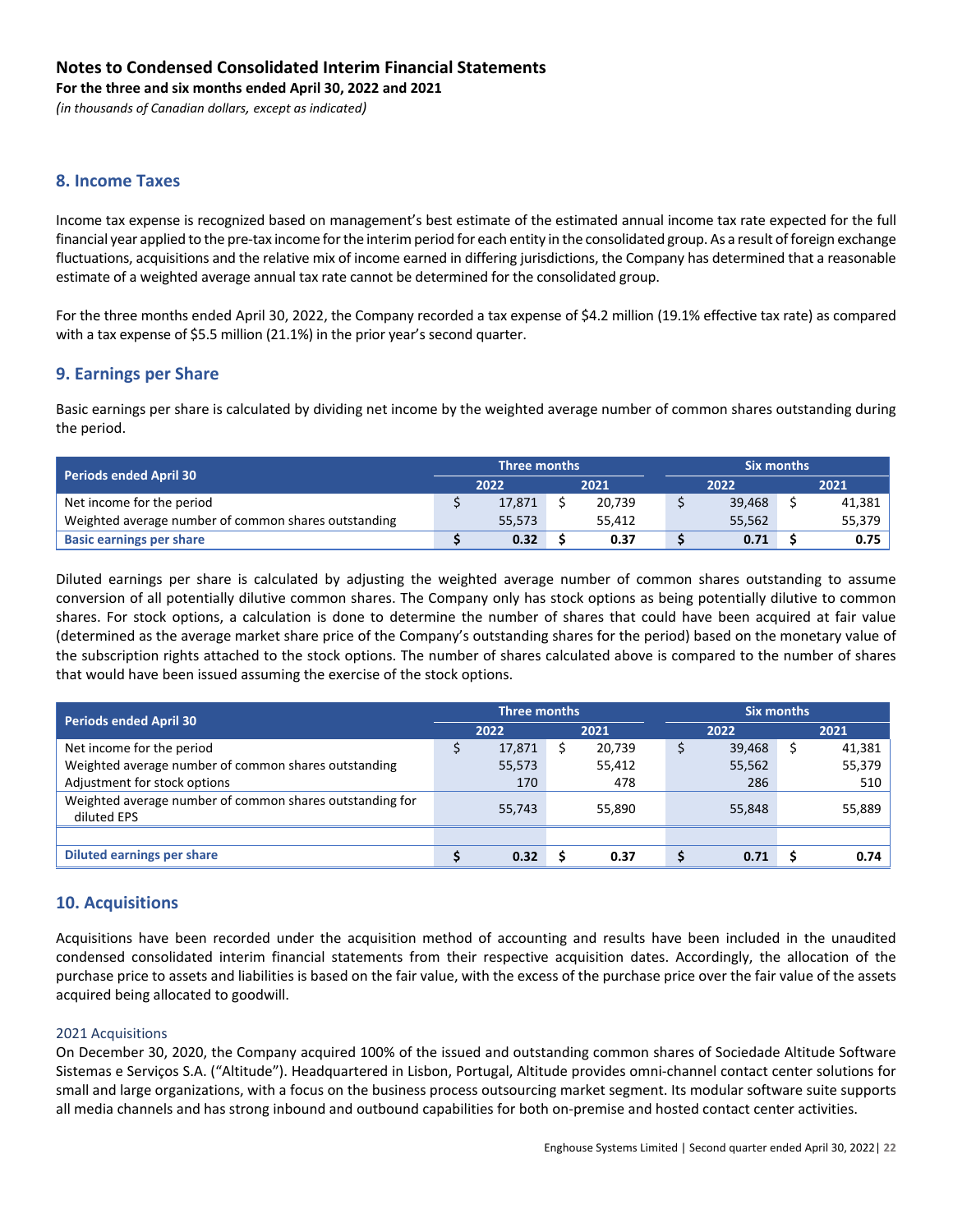# Notes to Condensed Consolidated Interim Financial Statements

**For the three and six months ended April 30, 2022 and 2021**

*(in thousands of Canadian dollars, except as indicated)*

## 8. Income Taxes

Income tax expense is recognized based on management's best estimate of the estimated annual income tax rate expected for the full financial year applied to the pre-tax income for the interim period for each entity in the consolidated group. As a result of foreign exchange fluctuations, acquisitions and the relative mix of income earned in differing jurisdictions, the Company has determined that a reasonable estimate of a weighted average annual tax rate cannot be determined for the consolidated group.

For the three months ended April 30, 2022, the Company recorded a tax expense of $4.2 million (19.1% effective tax rate) as compared with a tax expense of $5.5 million (21.1%) in the prior year's second quarter.

## 9. Earnings per Share

Basic earnings per share is calculated by dividing net income by the weighted average number of common shares outstanding during the period.

| Periods ended April 30 | Three months | | Six months | |
|---|---|---|---|---|
| | 2022 | 2021 | 2022 | 2021 |
| Net income for the period | $ 17,871 | $ 20,739 | $ 39,468 | $ 41,381 |
| Weighted average number of common shares outstanding | 55,573 | 55,412 | 55,562 | 55,379 |
| **Basic earnings per share** | **$ 0.32** | **$ 0.37** | **$ 0.71** | **$ 0.75** |

Diluted earnings per share is calculated by adjusting the weighted average number of common shares outstanding to assume conversion of all potentially dilutive common shares. The Company only has stock options as being potentially dilutive to common shares. For stock options, a calculation is done to determine the number of shares that could have been acquired at fair value (determined as the average market share price of the Company's outstanding shares for the period) based on the monetary value of the subscription rights attached to the stock options. The number of shares calculated above is compared to the number of shares that would have been issued assuming the exercise of the stock options.

| Periods ended April 30 | Three months | | Six months | |
|---|---|---|---|---|
| | 2022 | 2021 | 2022 | 2021 |
| Net income for the period | $ 17,871 | $ 20,739 | $ 39,468 | $ 41,381 |
| Weighted average number of common shares outstanding | 55,573 | 55,412 | 55,562 | 55,379 |
| Adjustment for stock options | 170 | 478 | 286 | 510 |
| Weighted average number of common shares outstanding for diluted EPS | 55,743 | 55,890 | 55,848 | 55,889 |
| **Diluted earnings per share** | **$ 0.32** | **$ 0.37** | **$ 0.71** | **$ 0.74** |

## 10. Acquisitions

Acquisitions have been recorded under the acquisition method of accounting and results have been included in the unaudited condensed consolidated interim financial statements from their respective acquisition dates. Accordingly, the allocation of the purchase price to assets and liabilities is based on the fair value, with the excess of the purchase price over the fair value of the assets acquired being allocated to goodwill.

### 2021 Acquisitions

On December 30, 2020, the Company acquired 100% of the issued and outstanding common shares of Sociedade Altitude Software Sistemas e Serviços S.A. ("Altitude"). Headquartered in Lisbon, Portugal, Altitude provides omni-channel contact center solutions for small and large organizations, with a focus on the business process outsourcing market segment. Its modular software suite supports all media channels and has strong inbound and outbound capabilities for both on-premise and hosted contact center activities.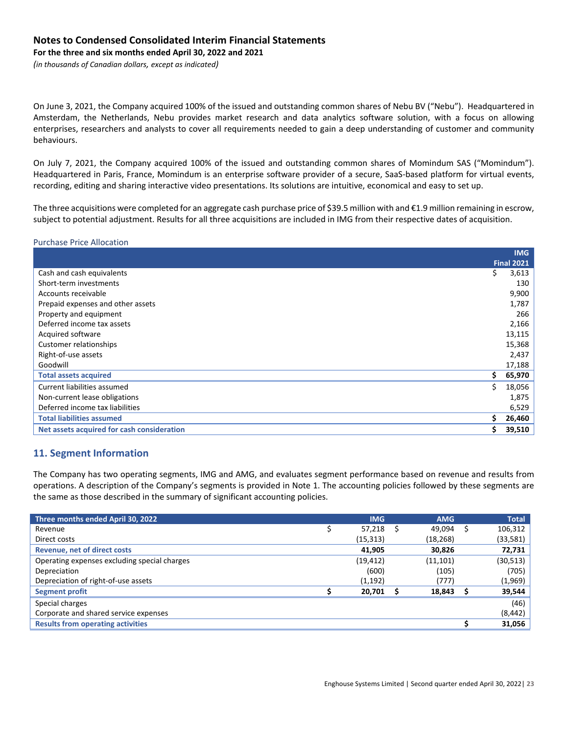On June 3, 2021, the Company acquired 100% of the issued and outstanding common shares of Nebu BV ("Nebu"). Headquartered in Amsterdam, the Netherlands, Nebu provides market research and data analytics software solution, with a focus on allowing enterprises, researchers and analysts to cover all requirements needed to gain a deep understanding of customer and community behaviours.

On July 7, 2021, the Company acquired 100% of the issued and outstanding common shares of Momindum SAS ("Momindum"). Headquartered in Paris, France, Momindum is an enterprise software provider of a secure, SaaS-based platform for virtual events, recording, editing and sharing interactive video presentations. Its solutions are intuitive, economical and easy to set up.

The three acquisitions were completed for an aggregate cash purchase price of $39.5 million with and €1.9 million remaining in escrow, subject to potential adjustment. Results for all three acquisitions are included in IMG from their respective dates of acquisition.

Purchase Price Allocation

| | IMG Final 2021 |
|---|---|
| Cash and cash equivalents | $ 3,613 |
| Short-term investments | 130 |
| Accounts receivable | 9,900 |
| Prepaid expenses and other assets | 1,787 |
| Property and equipment | 266 |
| Deferred income tax assets | 2,166 |
| Acquired software | 13,115 |
| Customer relationships | 15,368 |
| Right-of-use assets | 2,437 |
| Goodwill | 17,188 |
| **Total assets acquired** | **$ 65,970** |
| Current liabilities assumed | $ 18,056 |
| Non-current lease obligations | 1,875 |
| Deferred income tax liabilities | 6,529 |
| **Total liabilities assumed** | **$ 26,460** |
| **Net assets acquired for cash consideration** | **$ 39,510** |

## 11. Segment Information

The Company has two operating segments, IMG and AMG, and evaluates segment performance based on revenue and results from operations. A description of the Company's segments is provided in Note 1. The accounting policies followed by these segments are the same as those described in the summary of significant accounting policies.

| Three months ended April 30, 2022 | IMG | AMG | Total |
|---|---|---|---|
| Revenue | $ 57,218 | $ 49,094 | $ 106,312 |
| Direct costs | (15,313) | (18,268) | (33,581) |
| **Revenue, net of direct costs** | **41,905** | **30,826** | **72,731** |
| Operating expenses excluding special charges | (19,412) | (11,101) | (30,513) |
| Depreciation | (600) | (105) | (705) |
| Depreciation of right-of-use assets | (1,192) | (777) | (1,969) |
| **Segment profit** | **$ 20,701** | **$ 18,843** | **$ 39,544** |
| Special charges | | | (46) |
| Corporate and shared service expenses | | | (8,442) |
| **Results from operating activities** | | | **$ 31,056** |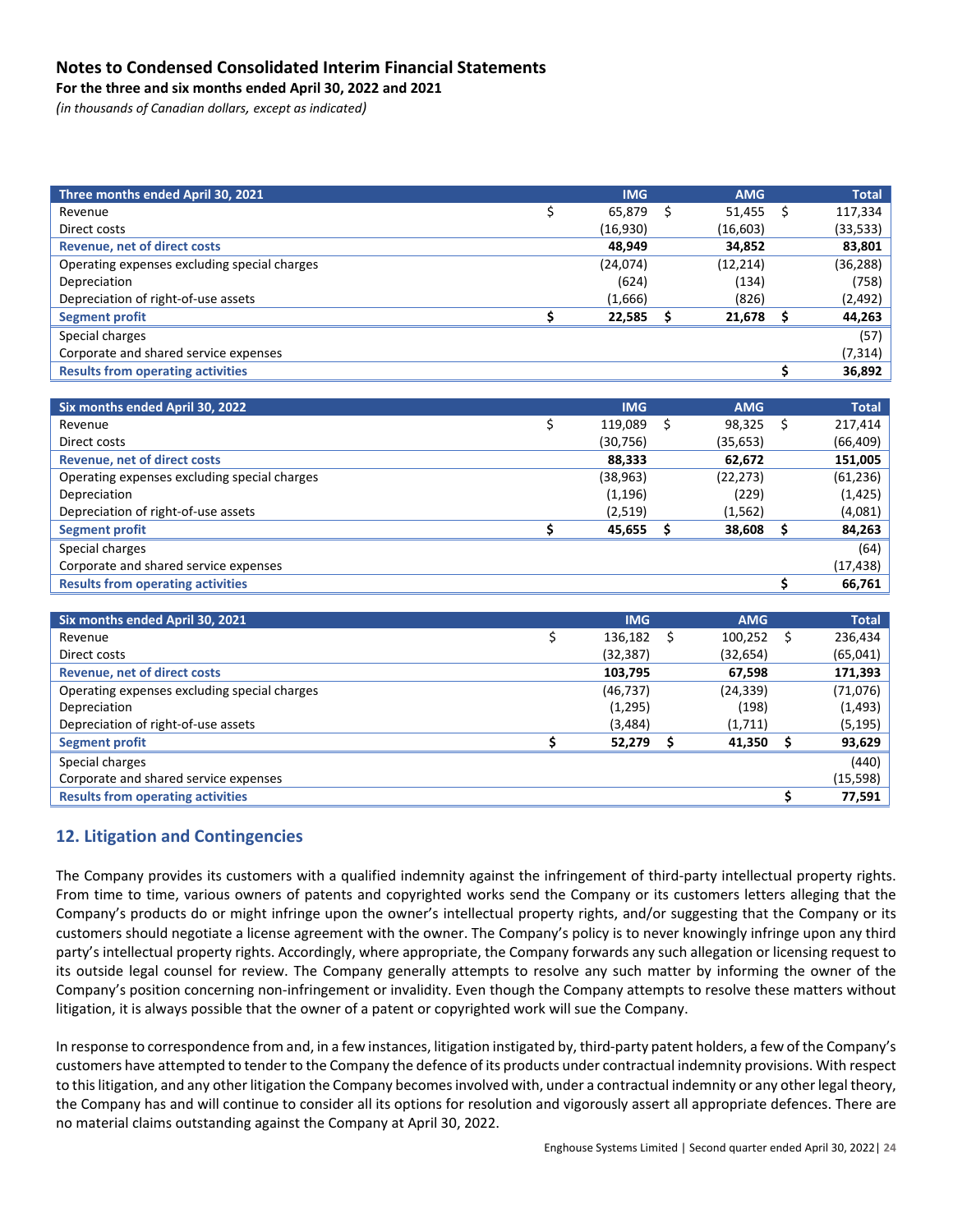# Notes to Condensed Consolidated Interim Financial Statements

**For the three and six months ended April 30, 2022 and 2021**

*(in thousands of Canadian dollars, except as indicated)*

| Three months ended April 30, 2021 | IMG | AMG | Total |
|---|---|---|---|
| Revenue | $ 65,879 | $ 51,455 | $ 117,334 |
| Direct costs | (16,930) | (16,603) | (33,533) |
| **Revenue, net of direct costs** | **48,949** | **34,852** | **83,801** |
| Operating expenses excluding special charges | (24,074) | (12,214) | (36,288) |
| Depreciation | (624) | (134) | (758) |
| Depreciation of right-of-use assets | (1,666) | (826) | (2,492) |
| **Segment profit** | **$ 22,585** | **$ 21,678** | **$ 44,263** |
| Special charges | | | (57) |
| Corporate and shared service expenses | | | (7,314) |
| **Results from operating activities** | | | **$ 36,892** |

| Six months ended April 30, 2022 | IMG | AMG | Total |
|---|---|---|---|
| Revenue | $ 119,089 | $ 98,325 | $ 217,414 |
| Direct costs | (30,756) | (35,653) | (66,409) |
| **Revenue, net of direct costs** | **88,333** | **62,672** | **151,005** |
| Operating expenses excluding special charges | (38,963) | (22,273) | (61,236) |
| Depreciation | (1,196) | (229) | (1,425) |
| Depreciation of right-of-use assets | (2,519) | (1,562) | (4,081) |
| **Segment profit** | **$ 45,655** | **$ 38,608** | **$ 84,263** |
| Special charges | | | (64) |
| Corporate and shared service expenses | | | (17,438) |
| **Results from operating activities** | | | **$ 66,761** |

| Six months ended April 30, 2021 | IMG | AMG | Total |
|---|---|---|---|
| Revenue | $ 136,182 | $ 100,252 | $ 236,434 |
| Direct costs | (32,387) | (32,654) | (65,041) |
| **Revenue, net of direct costs** | **103,795** | **67,598** | **171,393** |
| Operating expenses excluding special charges | (46,737) | (24,339) | (71,076) |
| Depreciation | (1,295) | (198) | (1,493) |
| Depreciation of right-of-use assets | (3,484) | (1,711) | (5,195) |
| **Segment profit** | **$ 52,279** | **$ 41,350** | **$ 93,629** |
| Special charges | | | (440) |
| Corporate and shared service expenses | | | (15,598) |
| **Results from operating activities** | | | **$ 77,591** |

## 12. Litigation and Contingencies

The Company provides its customers with a qualified indemnity against the infringement of third-party intellectual property rights. From time to time, various owners of patents and copyrighted works send the Company or its customers letters alleging that the Company's products do or might infringe upon the owner's intellectual property rights, and/or suggesting that the Company or its customers should negotiate a license agreement with the owner. The Company's policy is to never knowingly infringe upon any third party's intellectual property rights. Accordingly, where appropriate, the Company forwards any such allegation or licensing request to its outside legal counsel for review. The Company generally attempts to resolve any such matter by informing the owner of the Company's position concerning non-infringement or invalidity. Even though the Company attempts to resolve these matters without litigation, it is always possible that the owner of a patent or copyrighted work will sue the Company.

In response to correspondence from and, in a few instances, litigation instigated by, third-party patent holders, a few of the Company's customers have attempted to tender to the Company the defence of its products under contractual indemnity provisions. With respect to this litigation, and any other litigation the Company becomes involved with, under a contractual indemnity or any other legal theory, the Company has and will continue to consider all its options for resolution and vigorously assert all appropriate defences. There are no material claims outstanding against the Company at April 30, 2022.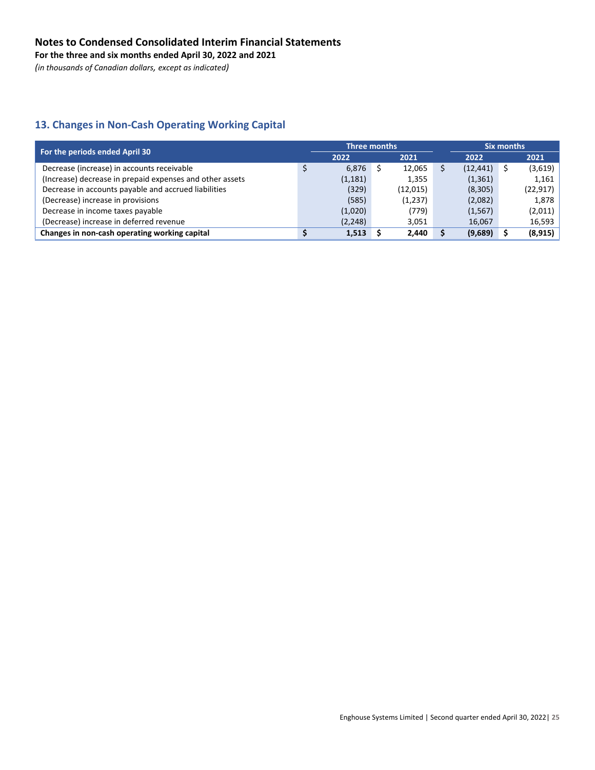# Notes to Condensed Consolidated Interim Financial Statements

**For the three and six months ended April 30, 2022 and 2021**

*(in thousands of Canadian dollars, except as indicated)*

## 13. Changes in Non-Cash Operating Working Capital

| For the periods ended April 30 | Three months | | Six months | |
|---|---|---|---|---|
| | 2022 | 2021 | 2022 | 2021 |
| Decrease (increase) in accounts receivable | $ 6,876 | $ 12,065 | $ (12,441) | $ (3,619) |
| (Increase) decrease in prepaid expenses and other assets | (1,181) | 1,355 | (1,361) | 1,161 |
| Decrease in accounts payable and accrued liabilities | (329) | (12,015) | (8,305) | (22,917) |
| (Decrease) increase in provisions | (585) | (1,237) | (2,082) | 1,878 |
| Decrease in income taxes payable | (1,020) | (779) | (1,567) | (2,011) |
| (Decrease) increase in deferred revenue | (2,248) | 3,051 | 16,067 | 16,593 |
| **Changes in non-cash operating working capital** | **$ 1,513** | **$ 2,440** | **$ (9,689)** | **$ (8,915)** |